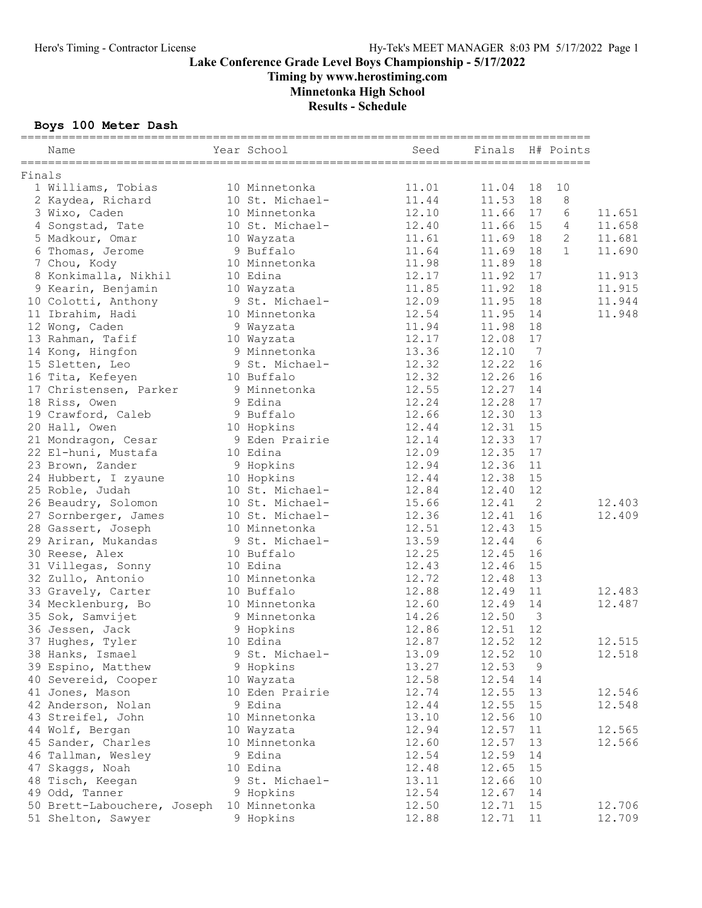Hero's Timing - Contractor License

Hy-Tek's MEET MANAGER 8:03 PM 5/17/2022

# Lake Conference Grade Level Boys Championship - 5/17/2022

**Timing by www.herostiming.com**

**Minnetonka High School**

**Results - Schedule**

## Boys 100 Meter Dash

Finals

| Place | Name | Year | School | Seed | Finals | H# | Points | |
|---|---|---|---|---|---|---|---|---|
| 1 | Williams, Tobias | 10 | Minnetonka | 11.01 | 11.04 | 18 | 10 | |
| 2 | Kaydea, Richard | 10 | St. Michael- | 11.44 | 11.53 | 18 | 8 | |
| 3 | Wixo, Caden | 10 | Minnetonka | 12.10 | 11.66 | 17 | 6 | 11.651 |
| 4 | Songstad, Tate | 10 | St. Michael- | 12.40 | 11.66 | 15 | 4 | 11.658 |
| 5 | Madkour, Omar | 10 | Wayzata | 11.61 | 11.69 | 18 | 2 | 11.681 |
| 6 | Thomas, Jerome | 9 | Buffalo | 11.64 | 11.69 | 18 | 1 | 11.690 |
| 7 | Chou, Kody | 10 | Minnetonka | 11.98 | 11.89 | 18 | | |
| 8 | Konkimalla, Nikhil | 10 | Edina | 12.17 | 11.92 | 17 | | 11.913 |
| 9 | Kearin, Benjamin | 10 | Wayzata | 11.85 | 11.92 | 18 | | 11.915 |
| 10 | Colotti, Anthony | 9 | St. Michael- | 12.09 | 11.95 | 18 | | 11.944 |
| 11 | Ibrahim, Hadi | 10 | Minnetonka | 12.54 | 11.95 | 14 | | 11.948 |
| 12 | Wong, Caden | 9 | Wayzata | 11.94 | 11.98 | 18 | | |
| 13 | Rahman, Tafif | 10 | Wayzata | 12.17 | 12.08 | 17 | | |
| 14 | Kong, Hingfon | 9 | Minnetonka | 13.36 | 12.10 | 7 | | |
| 15 | Sletten, Leo | 9 | St. Michael- | 12.32 | 12.22 | 16 | | |
| 16 | Tita, Kefeyen | 10 | Buffalo | 12.32 | 12.26 | 16 | | |
| 17 | Christensen, Parker | 9 | Minnetonka | 12.55 | 12.27 | 14 | | |
| 18 | Riss, Owen | 9 | Edina | 12.24 | 12.28 | 17 | | |
| 19 | Crawford, Caleb | 9 | Buffalo | 12.66 | 12.30 | 13 | | |
| 20 | Hall, Owen | 10 | Hopkins | 12.44 | 12.31 | 15 | | |
| 21 | Mondragon, Cesar | 9 | Eden Prairie | 12.14 | 12.33 | 17 | | |
| 22 | El-huni, Mustafa | 10 | Edina | 12.09 | 12.35 | 17 | | |
| 23 | Brown, Zander | 9 | Hopkins | 12.94 | 12.36 | 11 | | |
| 24 | Hubbert, I zyaune | 10 | Hopkins | 12.44 | 12.38 | 15 | | |
| 25 | Roble, Judah | 10 | St. Michael- | 12.84 | 12.40 | 12 | | |
| 26 | Beaudry, Solomon | 10 | St. Michael- | 15.66 | 12.41 | 2 | | 12.403 |
| 27 | Sornberger, James | 10 | St. Michael- | 12.36 | 12.41 | 16 | | 12.409 |
| 28 | Gassert, Joseph | 10 | Minnetonka | 12.51 | 12.43 | 15 | | |
| 29 | Ariran, Mukandas | 9 | St. Michael- | 13.59 | 12.44 | 6 | | |
| 30 | Reese, Alex | 10 | Buffalo | 12.25 | 12.45 | 16 | | |
| 31 | Villegas, Sonny | 10 | Edina | 12.43 | 12.46 | 15 | | |
| 32 | Zullo, Antonio | 10 | Minnetonka | 12.72 | 12.48 | 13 | | |
| 33 | Gravely, Carter | 10 | Buffalo | 12.88 | 12.49 | 11 | | 12.483 |
| 34 | Mecklenburg, Bo | 10 | Minnetonka | 12.60 | 12.49 | 14 | | 12.487 |
| 35 | Sok, Samvijet | 9 | Minnetonka | 14.26 | 12.50 | 3 | | |
| 36 | Jessen, Jack | 9 | Hopkins | 12.86 | 12.51 | 12 | | |
| 37 | Hughes, Tyler | 10 | Edina | 12.87 | 12.52 | 12 | | 12.515 |
| 38 | Hanks, Ismael | 9 | St. Michael- | 13.09 | 12.52 | 10 | | 12.518 |
| 39 | Espino, Matthew | 9 | Hopkins | 13.27 | 12.53 | 9 | | |
| 40 | Severeid, Cooper | 10 | Wayzata | 12.58 | 12.54 | 14 | | |
| 41 | Jones, Mason | 10 | Eden Prairie | 12.74 | 12.55 | 13 | | 12.546 |
| 42 | Anderson, Nolan | 9 | Edina | 12.44 | 12.55 | 15 | | 12.548 |
| 43 | Streifel, John | 10 | Minnetonka | 13.10 | 12.56 | 10 | | |
| 44 | Wolf, Bergan | 10 | Wayzata | 12.94 | 12.57 | 11 | | 12.565 |
| 45 | Sander, Charles | 10 | Minnetonka | 12.60 | 12.57 | 13 | | 12.566 |
| 46 | Tallman, Wesley | 9 | Edina | 12.54 | 12.59 | 14 | | |
| 47 | Skaggs, Noah | 10 | Edina | 12.48 | 12.65 | 15 | | |
| 48 | Tisch, Keegan | 9 | St. Michael- | 13.11 | 12.66 | 10 | | |
| 49 | Odd, Tanner | 9 | Hopkins | 12.54 | 12.67 | 14 | | |
| 50 | Brett-Labouchere, Joseph | 10 | Minnetonka | 12.50 | 12.71 | 15 | | 12.706 |
| 51 | Shelton, Sawyer | 9 | Hopkins | 12.88 | 12.71 | 11 | | 12.709 |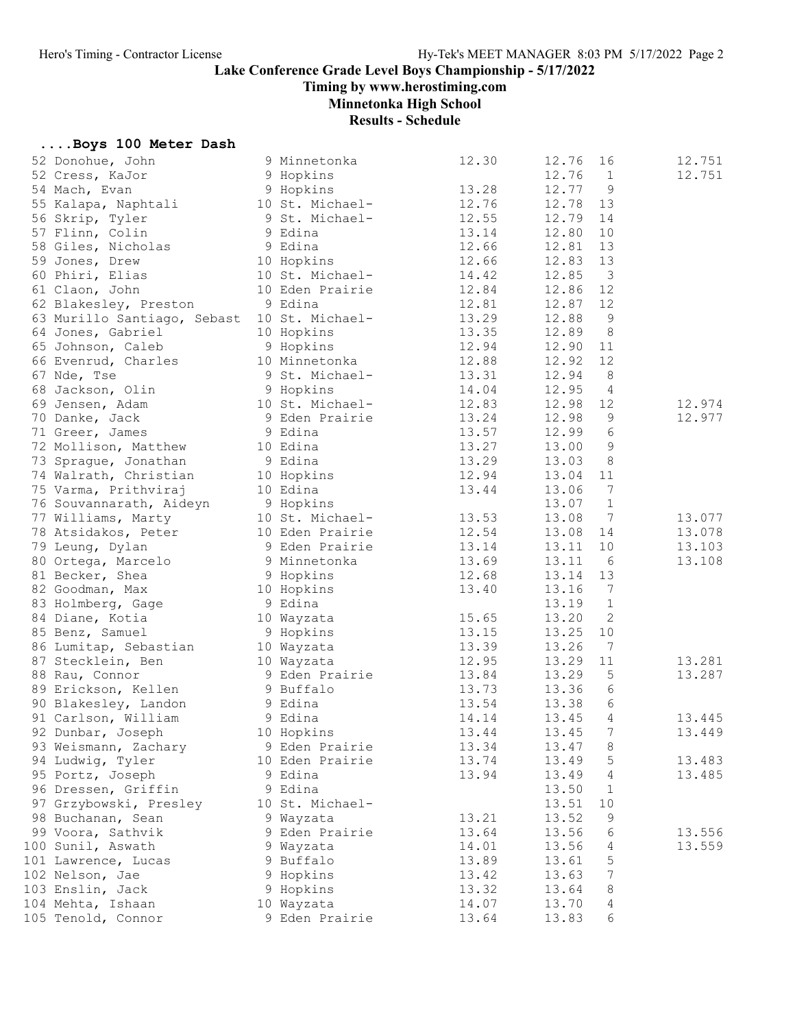Lake Conference Grade Level Boys Championship - 5/17/2022

Timing by www.herostiming.com

Minnetonka High School

Results - Schedule

## ....Boys 100 Meter Dash

| Place | Name | Year | School | Seed | Finals | H# | Tiebreak |
|---|---|---|---|---|---|---|---|
| 52 | Donohue, John | 9 | Minnetonka | 12.30 | 12.76 | 16 | 12.751 |
| 52 | Cress, KaJor | 9 | Hopkins | | 12.76 | 1 | 12.751 |
| 54 | Mach, Evan | 9 | Hopkins | 13.28 | 12.77 | 9 | |
| 55 | Kalapa, Naphtali | 10 | St. Michael- | 12.76 | 12.78 | 13 | |
| 56 | Skrip, Tyler | 9 | St. Michael- | 12.55 | 12.79 | 14 | |
| 57 | Flinn, Colin | 9 | Edina | 13.14 | 12.80 | 10 | |
| 58 | Giles, Nicholas | 9 | Edina | 12.66 | 12.81 | 13 | |
| 59 | Jones, Drew | 10 | Hopkins | 12.66 | 12.83 | 13 | |
| 60 | Phiri, Elias | 10 | St. Michael- | 14.42 | 12.85 | 3 | |
| 61 | Claon, John | 10 | Eden Prairie | 12.84 | 12.86 | 12 | |
| 62 | Blakesley, Preston | 9 | Edina | 12.81 | 12.87 | 12 | |
| 63 | Murillo Santiago, Sebast | 10 | St. Michael- | 13.29 | 12.88 | 9 | |
| 64 | Jones, Gabriel | 10 | Hopkins | 13.35 | 12.89 | 8 | |
| 65 | Johnson, Caleb | 9 | Hopkins | 12.94 | 12.90 | 11 | |
| 66 | Evenrud, Charles | 10 | Minnetonka | 12.88 | 12.92 | 12 | |
| 67 | Nde, Tse | 9 | St. Michael- | 13.31 | 12.94 | 8 | |
| 68 | Jackson, Olin | 9 | Hopkins | 14.04 | 12.95 | 4 | |
| 69 | Jensen, Adam | 10 | St. Michael- | 12.83 | 12.98 | 12 | 12.974 |
| 70 | Danke, Jack | 9 | Eden Prairie | 13.24 | 12.98 | 9 | 12.977 |
| 71 | Greer, James | 9 | Edina | 13.57 | 12.99 | 6 | |
| 72 | Mollison, Matthew | 10 | Edina | 13.27 | 13.00 | 9 | |
| 73 | Sprague, Jonathan | 9 | Edina | 13.29 | 13.03 | 8 | |
| 74 | Walrath, Christian | 10 | Hopkins | 12.94 | 13.04 | 11 | |
| 75 | Varma, Prithviraj | 10 | Edina | 13.44 | 13.06 | 7 | |
| 76 | Souvannarath, Aideyn | 9 | Hopkins | | 13.07 | 1 | |
| 77 | Williams, Marty | 10 | St. Michael- | 13.53 | 13.08 | 7 | 13.077 |
| 78 | Atsidakos, Peter | 10 | Eden Prairie | 12.54 | 13.08 | 14 | 13.078 |
| 79 | Leung, Dylan | 9 | Eden Prairie | 13.14 | 13.11 | 10 | 13.103 |
| 80 | Ortega, Marcelo | 9 | Minnetonka | 13.69 | 13.11 | 6 | 13.108 |
| 81 | Becker, Shea | 9 | Hopkins | 12.68 | 13.14 | 13 | |
| 82 | Goodman, Max | 10 | Hopkins | 13.40 | 13.16 | 7 | |
| 83 | Holmberg, Gage | 9 | Edina | | 13.19 | 1 | |
| 84 | Diane, Kotia | 10 | Wayzata | 15.65 | 13.20 | 2 | |
| 85 | Benz, Samuel | 9 | Hopkins | 13.15 | 13.25 | 10 | |
| 86 | Lumitap, Sebastian | 10 | Wayzata | 13.39 | 13.26 | 7 | |
| 87 | Stecklein, Ben | 10 | Wayzata | 12.95 | 13.29 | 11 | 13.281 |
| 88 | Rau, Connor | 9 | Eden Prairie | 13.84 | 13.29 | 5 | 13.287 |
| 89 | Erickson, Kellen | 9 | Buffalo | 13.73 | 13.36 | 6 | |
| 90 | Blakesley, Landon | 9 | Edina | 13.54 | 13.38 | 6 | |
| 91 | Carlson, William | 9 | Edina | 14.14 | 13.45 | 4 | 13.445 |
| 92 | Dunbar, Joseph | 10 | Hopkins | 13.44 | 13.45 | 7 | 13.449 |
| 93 | Weismann, Zachary | 9 | Eden Prairie | 13.34 | 13.47 | 8 | |
| 94 | Ludwig, Tyler | 10 | Eden Prairie | 13.74 | 13.49 | 5 | 13.483 |
| 95 | Portz, Joseph | 9 | Edina | 13.94 | 13.49 | 4 | 13.485 |
| 96 | Dressen, Griffin | 9 | Edina | | 13.50 | 1 | |
| 97 | Grzybowski, Presley | 10 | St. Michael- | | 13.51 | 10 | |
| 98 | Buchanan, Sean | 9 | Wayzata | 13.21 | 13.52 | 9 | |
| 99 | Voora, Sathvik | 9 | Eden Prairie | 13.64 | 13.56 | 6 | 13.556 |
| 100 | Sunil, Aswath | 9 | Wayzata | 14.01 | 13.56 | 4 | 13.559 |
| 101 | Lawrence, Lucas | 9 | Buffalo | 13.89 | 13.61 | 5 | |
| 102 | Nelson, Jae | 9 | Hopkins | 13.42 | 13.63 | 7 | |
| 103 | Enslin, Jack | 9 | Hopkins | 13.32 | 13.64 | 8 | |
| 104 | Mehta, Ishaan | 10 | Wayzata | 14.07 | 13.70 | 4 | |
| 105 | Tenold, Connor | 9 | Eden Prairie | 13.64 | 13.83 | 6 | |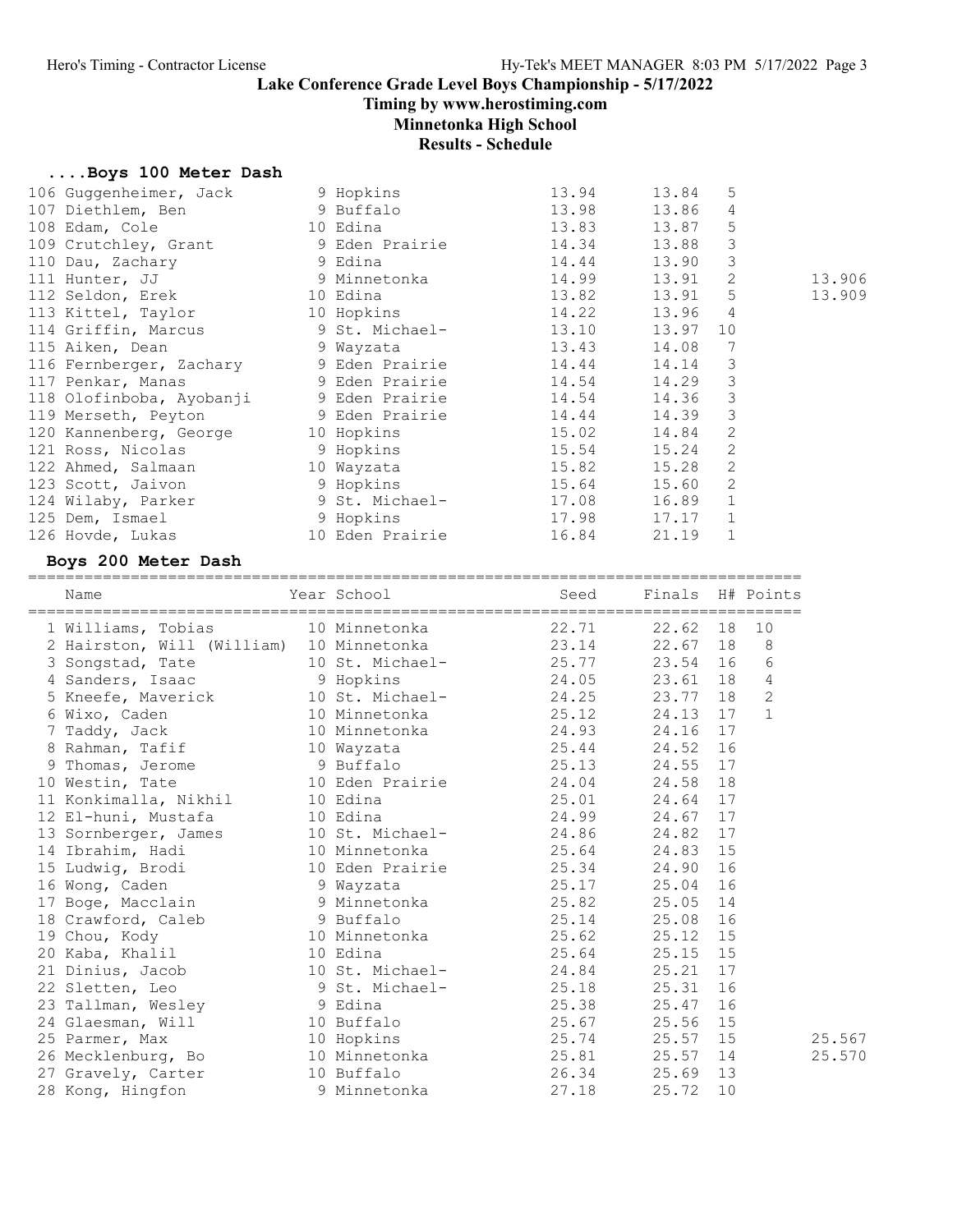# Lake Conference Grade Level Boys Championship - 5/17/2022

**Timing by www.herostiming.com**

**Minnetonka High School**

**Results - Schedule**

## ....Boys 100 Meter Dash

| Place | Name | Year | School | Seed | Finals | H# | |
|---|---|---|---|---|---|---|---|
| 106 | Guggenheimer, Jack | 9 | Hopkins | 13.94 | 13.84 | 5 | |
| 107 | Diethlem, Ben | 9 | Buffalo | 13.98 | 13.86 | 4 | |
| 108 | Edam, Cole | 10 | Edina | 13.83 | 13.87 | 5 | |
| 109 | Crutchley, Grant | 9 | Eden Prairie | 14.34 | 13.88 | 3 | |
| 110 | Dau, Zachary | 9 | Edina | 14.44 | 13.90 | 3 | |
| 111 | Hunter, JJ | 9 | Minnetonka | 14.99 | 13.91 | 2 | 13.906 |
| 112 | Seldon, Erek | 10 | Edina | 13.82 | 13.91 | 5 | 13.909 |
| 113 | Kittel, Taylor | 10 | Hopkins | 14.22 | 13.96 | 4 | |
| 114 | Griffin, Marcus | 9 | St. Michael- | 13.10 | 13.97 | 10 | |
| 115 | Aiken, Dean | 9 | Wayzata | 13.43 | 14.08 | 7 | |
| 116 | Fernberger, Zachary | 9 | Eden Prairie | 14.44 | 14.14 | 3 | |
| 117 | Penkar, Manas | 9 | Eden Prairie | 14.54 | 14.29 | 3 | |
| 118 | Olofinboba, Ayobanji | 9 | Eden Prairie | 14.54 | 14.36 | 3 | |
| 119 | Merseth, Peyton | 9 | Eden Prairie | 14.44 | 14.39 | 3 | |
| 120 | Kannenberg, George | 10 | Hopkins | 15.02 | 14.84 | 2 | |
| 121 | Ross, Nicolas | 9 | Hopkins | 15.54 | 15.24 | 2 | |
| 122 | Ahmed, Salmaan | 10 | Wayzata | 15.82 | 15.28 | 2 | |
| 123 | Scott, Jaivon | 9 | Hopkins | 15.64 | 15.60 | 2 | |
| 124 | Wilaby, Parker | 9 | St. Michael- | 17.08 | 16.89 | 1 | |
| 125 | Dem, Ismael | 9 | Hopkins | 17.98 | 17.17 | 1 | |
| 126 | Hovde, Lukas | 10 | Eden Prairie | 16.84 | 21.19 | 1 | |

## Boys 200 Meter Dash

| Place | Name | Year | School | Seed | Finals | H# | Points | |
|---|---|---|---|---|---|---|---|---|
| 1 | Williams, Tobias | 10 | Minnetonka | 22.71 | 22.62 | 18 | 10 | |
| 2 | Hairston, Will (William) | 10 | Minnetonka | 23.14 | 22.67 | 18 | 8 | |
| 3 | Songstad, Tate | 10 | St. Michael- | 25.77 | 23.54 | 16 | 6 | |
| 4 | Sanders, Isaac | 9 | Hopkins | 24.05 | 23.61 | 18 | 4 | |
| 5 | Kneefe, Maverick | 10 | St. Michael- | 24.25 | 23.77 | 18 | 2 | |
| 6 | Wixo, Caden | 10 | Minnetonka | 25.12 | 24.13 | 17 | 1 | |
| 7 | Taddy, Jack | 10 | Minnetonka | 24.93 | 24.16 | 17 | | |
| 8 | Rahman, Tafif | 10 | Wayzata | 25.44 | 24.52 | 16 | | |
| 9 | Thomas, Jerome | 9 | Buffalo | 25.13 | 24.55 | 17 | | |
| 10 | Westin, Tate | 10 | Eden Prairie | 24.04 | 24.58 | 18 | | |
| 11 | Konkimalla, Nikhil | 10 | Edina | 25.01 | 24.64 | 17 | | |
| 12 | El-huni, Mustafa | 10 | Edina | 24.99 | 24.67 | 17 | | |
| 13 | Sornberger, James | 10 | St. Michael- | 24.86 | 24.82 | 17 | | |
| 14 | Ibrahim, Hadi | 10 | Minnetonka | 25.64 | 24.83 | 15 | | |
| 15 | Ludwig, Brodi | 10 | Eden Prairie | 25.34 | 24.90 | 16 | | |
| 16 | Wong, Caden | 9 | Wayzata | 25.17 | 25.04 | 16 | | |
| 17 | Boge, Macclain | 9 | Minnetonka | 25.82 | 25.05 | 14 | | |
| 18 | Crawford, Caleb | 9 | Buffalo | 25.14 | 25.08 | 16 | | |
| 19 | Chou, Kody | 10 | Minnetonka | 25.62 | 25.12 | 15 | | |
| 20 | Kaba, Khalil | 10 | Edina | 25.64 | 25.15 | 15 | | |
| 21 | Dinius, Jacob | 10 | St. Michael- | 24.84 | 25.21 | 17 | | |
| 22 | Sletten, Leo | 9 | St. Michael- | 25.18 | 25.31 | 16 | | |
| 23 | Tallman, Wesley | 9 | Edina | 25.38 | 25.47 | 16 | | |
| 24 | Glaesman, Will | 10 | Buffalo | 25.67 | 25.56 | 15 | | |
| 25 | Parmer, Max | 10 | Hopkins | 25.74 | 25.57 | 15 | | 25.567 |
| 26 | Mecklenburg, Bo | 10 | Minnetonka | 25.81 | 25.57 | 14 | | 25.570 |
| 27 | Gravely, Carter | 10 | Buffalo | 26.34 | 25.69 | 13 | | |
| 28 | Kong, Hingfon | 9 | Minnetonka | 27.18 | 25.72 | 10 | | |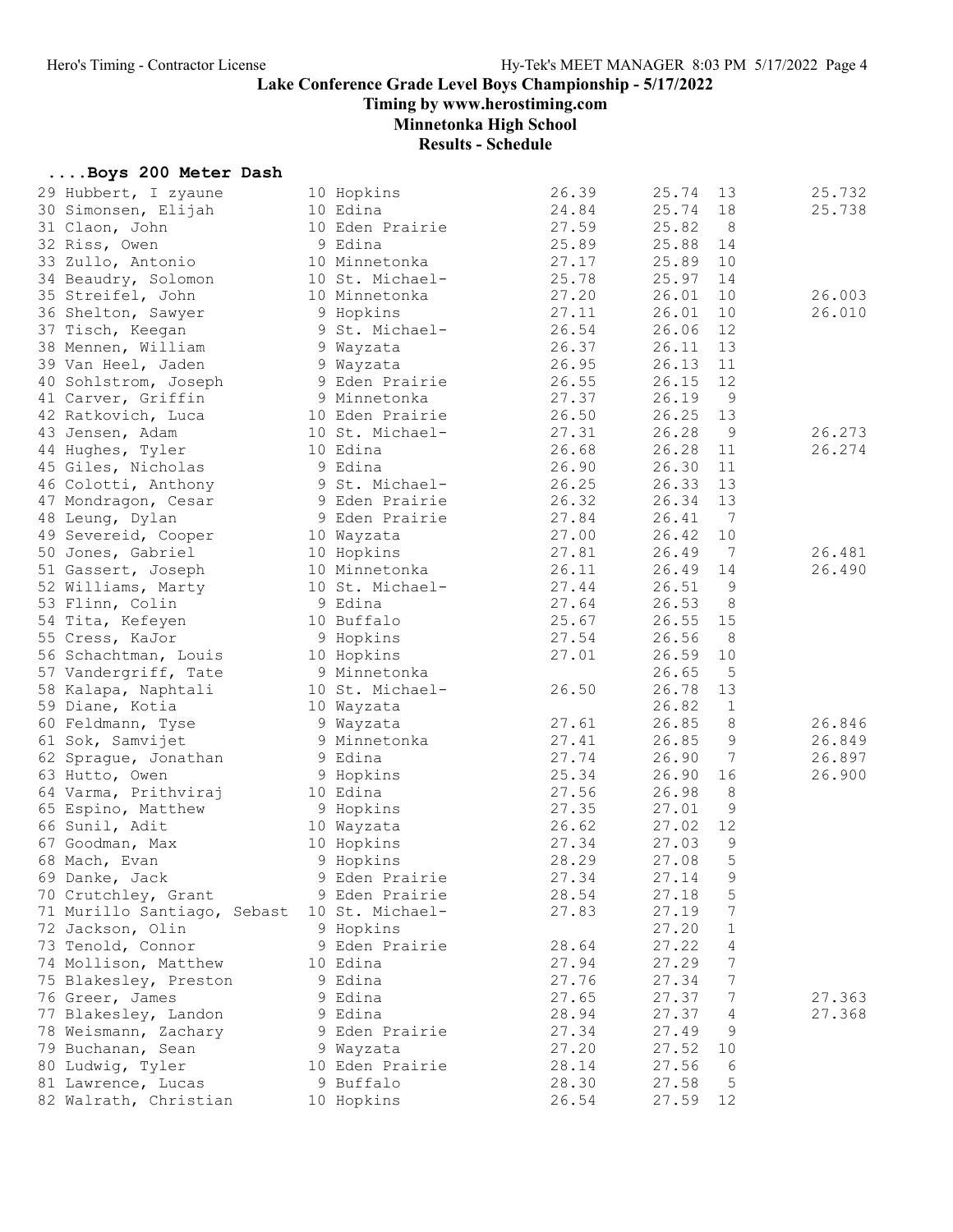Lake Conference Grade Level Boys Championship - 5/17/2022

Timing by www.herostiming.com

Minnetonka High School

Results - Schedule

## ....Boys 200 Meter Dash

| Place | Name | Yr | School | Seed | Finals | H# | Tiebreak |
|---|---|---|---|---|---|---|---|
| 29 | Hubbert, I zyaune | 10 | Hopkins | 26.39 | 25.74 | 13 | 25.732 |
| 30 | Simonsen, Elijah | 10 | Edina | 24.84 | 25.74 | 18 | 25.738 |
| 31 | Claon, John | 10 | Eden Prairie | 27.59 | 25.82 | 8 | |
| 32 | Riss, Owen | 9 | Edina | 25.89 | 25.88 | 14 | |
| 33 | Zullo, Antonio | 10 | Minnetonka | 27.17 | 25.89 | 10 | |
| 34 | Beaudry, Solomon | 10 | St. Michael- | 25.78 | 25.97 | 14 | |
| 35 | Streifel, John | 10 | Minnetonka | 27.20 | 26.01 | 10 | 26.003 |
| 36 | Shelton, Sawyer | 9 | Hopkins | 27.11 | 26.01 | 10 | 26.010 |
| 37 | Tisch, Keegan | 9 | St. Michael- | 26.54 | 26.06 | 12 | |
| 38 | Mennen, William | 9 | Wayzata | 26.37 | 26.11 | 13 | |
| 39 | Van Heel, Jaden | 9 | Wayzata | 26.95 | 26.13 | 11 | |
| 40 | Sohlstrom, Joseph | 9 | Eden Prairie | 26.55 | 26.15 | 12 | |
| 41 | Carver, Griffin | 9 | Minnetonka | 27.37 | 26.19 | 9 | |
| 42 | Ratkovich, Luca | 10 | Eden Prairie | 26.50 | 26.25 | 13 | |
| 43 | Jensen, Adam | 10 | St. Michael- | 27.31 | 26.28 | 9 | 26.273 |
| 44 | Hughes, Tyler | 10 | Edina | 26.68 | 26.28 | 11 | 26.274 |
| 45 | Giles, Nicholas | 9 | Edina | 26.90 | 26.30 | 11 | |
| 46 | Colotti, Anthony | 9 | St. Michael- | 26.25 | 26.33 | 13 | |
| 47 | Mondragon, Cesar | 9 | Eden Prairie | 26.32 | 26.34 | 13 | |
| 48 | Leung, Dylan | 9 | Eden Prairie | 27.84 | 26.41 | 7 | |
| 49 | Severeid, Cooper | 10 | Wayzata | 27.00 | 26.42 | 10 | |
| 50 | Jones, Gabriel | 10 | Hopkins | 27.81 | 26.49 | 7 | 26.481 |
| 51 | Gassert, Joseph | 10 | Minnetonka | 26.11 | 26.49 | 14 | 26.490 |
| 52 | Williams, Marty | 10 | St. Michael- | 27.44 | 26.51 | 9 | |
| 53 | Flinn, Colin | 9 | Edina | 27.64 | 26.53 | 8 | |
| 54 | Tita, Kefeyen | 10 | Buffalo | 25.67 | 26.55 | 15 | |
| 55 | Cress, KaJor | 9 | Hopkins | 27.54 | 26.56 | 8 | |
| 56 | Schachtman, Louis | 10 | Hopkins | 27.01 | 26.59 | 10 | |
| 57 | Vandergriff, Tate | 9 | Minnetonka | | 26.65 | 5 | |
| 58 | Kalapa, Naphtali | 10 | St. Michael- | 26.50 | 26.78 | 13 | |
| 59 | Diane, Kotia | 10 | Wayzata | | 26.82 | 1 | |
| 60 | Feldmann, Tyse | 9 | Wayzata | 27.61 | 26.85 | 8 | 26.846 |
| 61 | Sok, Samvijet | 9 | Minnetonka | 27.41 | 26.85 | 9 | 26.849 |
| 62 | Sprague, Jonathan | 9 | Edina | 27.74 | 26.90 | 7 | 26.897 |
| 63 | Hutto, Owen | 9 | Hopkins | 25.34 | 26.90 | 16 | 26.900 |
| 64 | Varma, Prithviraj | 10 | Edina | 27.56 | 26.98 | 8 | |
| 65 | Espino, Matthew | 9 | Hopkins | 27.35 | 27.01 | 9 | |
| 66 | Sunil, Adit | 10 | Wayzata | 26.62 | 27.02 | 12 | |
| 67 | Goodman, Max | 10 | Hopkins | 27.34 | 27.03 | 9 | |
| 68 | Mach, Evan | 9 | Hopkins | 28.29 | 27.08 | 5 | |
| 69 | Danke, Jack | 9 | Eden Prairie | 27.34 | 27.14 | 9 | |
| 70 | Crutchley, Grant | 9 | Eden Prairie | 28.54 | 27.18 | 5 | |
| 71 | Murillo Santiago, Sebast | 10 | St. Michael- | 27.83 | 27.19 | 7 | |
| 72 | Jackson, Olin | 9 | Hopkins | | 27.20 | 1 | |
| 73 | Tenold, Connor | 9 | Eden Prairie | 28.64 | 27.22 | 4 | |
| 74 | Mollison, Matthew | 10 | Edina | 27.94 | 27.29 | 7 | |
| 75 | Blakesley, Preston | 9 | Edina | 27.76 | 27.34 | 7 | |
| 76 | Greer, James | 9 | Edina | 27.65 | 27.37 | 7 | 27.363 |
| 77 | Blakesley, Landon | 9 | Edina | 28.94 | 27.37 | 4 | 27.368 |
| 78 | Weismann, Zachary | 9 | Eden Prairie | 27.34 | 27.49 | 9 | |
| 79 | Buchanan, Sean | 9 | Wayzata | 27.20 | 27.52 | 10 | |
| 80 | Ludwig, Tyler | 10 | Eden Prairie | 28.14 | 27.56 | 6 | |
| 81 | Lawrence, Lucas | 9 | Buffalo | 28.30 | 27.58 | 5 | |
| 82 | Walrath, Christian | 10 | Hopkins | 26.54 | 27.59 | 12 | |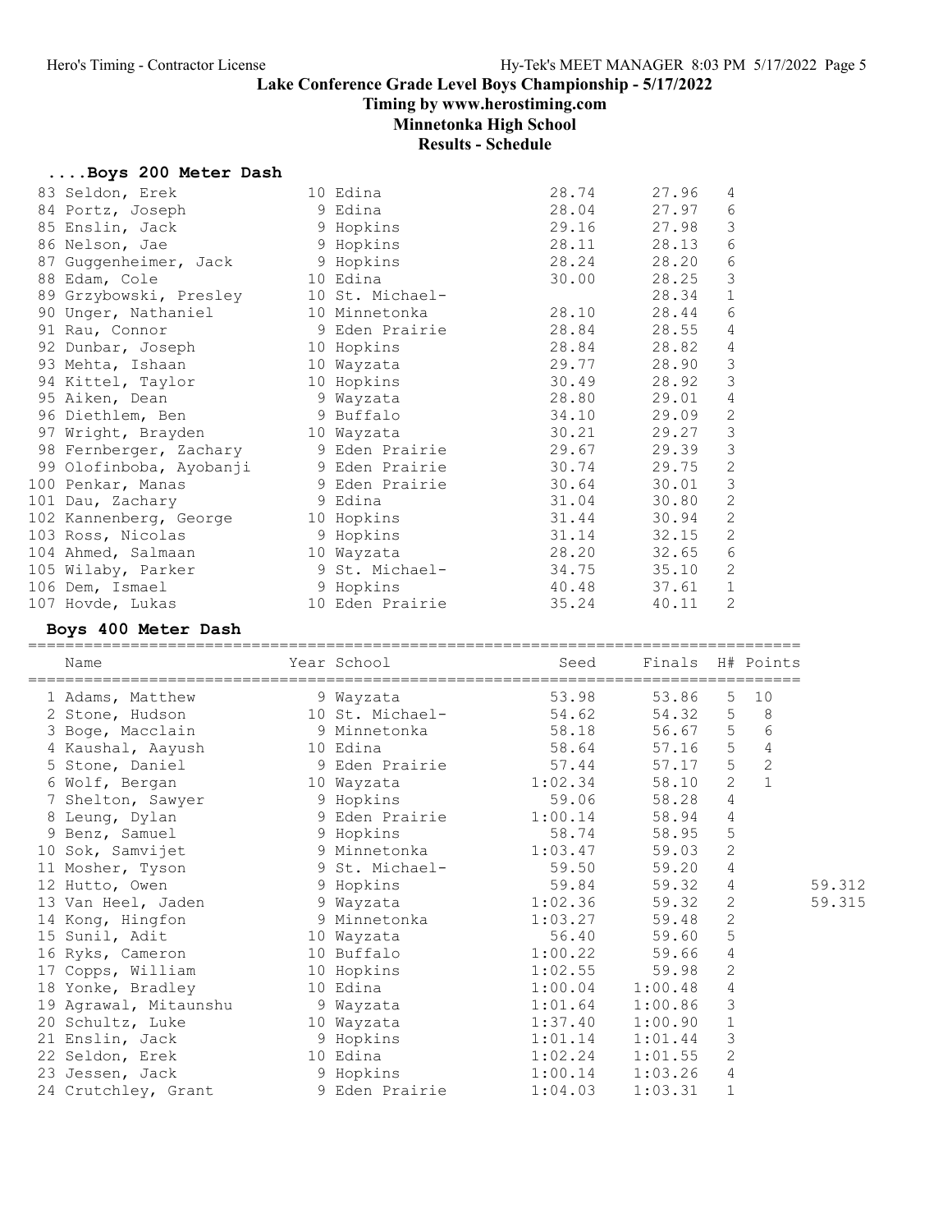## Lake Conference Grade Level Boys Championship - 5/17/2022

**Timing by www.herostiming.com**

**Minnetonka High School**

**Results - Schedule**

### ....Boys 200 Meter Dash

| Place | Name | Year | School | Seed | Finals | H# |
|---|---|---|---|---|---|---|
| 83 | Seldon, Erek | 10 | Edina | 28.74 | 27.96 | 4 |
| 84 | Portz, Joseph | 9 | Edina | 28.04 | 27.97 | 6 |
| 85 | Enslin, Jack | 9 | Hopkins | 29.16 | 27.98 | 3 |
| 86 | Nelson, Jae | 9 | Hopkins | 28.11 | 28.13 | 6 |
| 87 | Guggenheimer, Jack | 9 | Hopkins | 28.24 | 28.20 | 6 |
| 88 | Edam, Cole | 10 | Edina | 30.00 | 28.25 | 3 |
| 89 | Grzybowski, Presley | 10 | St. Michael- | | 28.34 | 1 |
| 90 | Unger, Nathaniel | 10 | Minnetonka | 28.10 | 28.44 | 6 |
| 91 | Rau, Connor | 9 | Eden Prairie | 28.84 | 28.55 | 4 |
| 92 | Dunbar, Joseph | 10 | Hopkins | 28.84 | 28.82 | 4 |
| 93 | Mehta, Ishaan | 10 | Wayzata | 29.77 | 28.90 | 3 |
| 94 | Kittel, Taylor | 10 | Hopkins | 30.49 | 28.92 | 3 |
| 95 | Aiken, Dean | 9 | Wayzata | 28.80 | 29.01 | 4 |
| 96 | Diethlem, Ben | 9 | Buffalo | 34.10 | 29.09 | 2 |
| 97 | Wright, Brayden | 10 | Wayzata | 30.21 | 29.27 | 3 |
| 98 | Fernberger, Zachary | 9 | Eden Prairie | 29.67 | 29.39 | 3 |
| 99 | Olofinboba, Ayobanji | 9 | Eden Prairie | 30.74 | 29.75 | 2 |
| 100 | Penkar, Manas | 9 | Eden Prairie | 30.64 | 30.01 | 3 |
| 101 | Dau, Zachary | 9 | Edina | 31.04 | 30.80 | 2 |
| 102 | Kannenberg, George | 10 | Hopkins | 31.44 | 30.94 | 2 |
| 103 | Ross, Nicolas | 9 | Hopkins | 31.14 | 32.15 | 2 |
| 104 | Ahmed, Salmaan | 10 | Wayzata | 28.20 | 32.65 | 6 |
| 105 | Wilaby, Parker | 9 | St. Michael- | 34.75 | 35.10 | 2 |
| 106 | Dem, Ismael | 9 | Hopkins | 40.48 | 37.61 | 1 |
| 107 | Hovde, Lukas | 10 | Eden Prairie | 35.24 | 40.11 | 2 |

### Boys 400 Meter Dash

| Place | Name | Year | School | Seed | Finals | H# | Points | |
|---|---|---|---|---|---|---|---|---|
| 1 | Adams, Matthew | 9 | Wayzata | 53.98 | 53.86 | 5 | 10 | |
| 2 | Stone, Hudson | 10 | St. Michael- | 54.62 | 54.32 | 5 | 8 | |
| 3 | Boge, Macclain | 9 | Minnetonka | 58.18 | 56.67 | 5 | 6 | |
| 4 | Kaushal, Aayush | 10 | Edina | 58.64 | 57.16 | 5 | 4 | |
| 5 | Stone, Daniel | 9 | Eden Prairie | 57.44 | 57.17 | 5 | 2 | |
| 6 | Wolf, Bergan | 10 | Wayzata | 1:02.34 | 58.10 | 2 | 1 | |
| 7 | Shelton, Sawyer | 9 | Hopkins | 59.06 | 58.28 | 4 | | |
| 8 | Leung, Dylan | 9 | Eden Prairie | 1:00.14 | 58.94 | 4 | | |
| 9 | Benz, Samuel | 9 | Hopkins | 58.74 | 58.95 | 5 | | |
| 10 | Sok, Samvijet | 9 | Minnetonka | 1:03.47 | 59.03 | 2 | | |
| 11 | Mosher, Tyson | 9 | St. Michael- | 59.50 | 59.20 | 4 | | |
| 12 | Hutto, Owen | 9 | Hopkins | 59.84 | 59.32 | 4 | | 59.312 |
| 13 | Van Heel, Jaden | 9 | Wayzata | 1:02.36 | 59.32 | 2 | | 59.315 |
| 14 | Kong, Hingfon | 9 | Minnetonka | 1:03.27 | 59.48 | 2 | | |
| 15 | Sunil, Adit | 10 | Wayzata | 56.40 | 59.60 | 5 | | |
| 16 | Ryks, Cameron | 10 | Buffalo | 1:00.22 | 59.66 | 4 | | |
| 17 | Copps, William | 10 | Hopkins | 1:02.55 | 59.98 | 2 | | |
| 18 | Yonke, Bradley | 10 | Edina | 1:00.04 | 1:00.48 | 4 | | |
| 19 | Agrawal, Mitaunshu | 9 | Wayzata | 1:01.64 | 1:00.86 | 3 | | |
| 20 | Schultz, Luke | 10 | Wayzata | 1:37.40 | 1:00.90 | 1 | | |
| 21 | Enslin, Jack | 9 | Hopkins | 1:01.14 | 1:01.44 | 3 | | |
| 22 | Seldon, Erek | 10 | Edina | 1:02.24 | 1:01.55 | 2 | | |
| 23 | Jessen, Jack | 9 | Hopkins | 1:00.14 | 1:03.26 | 4 | | |
| 24 | Crutchley, Grant | 9 | Eden Prairie | 1:04.03 | 1:03.31 | 1 | | |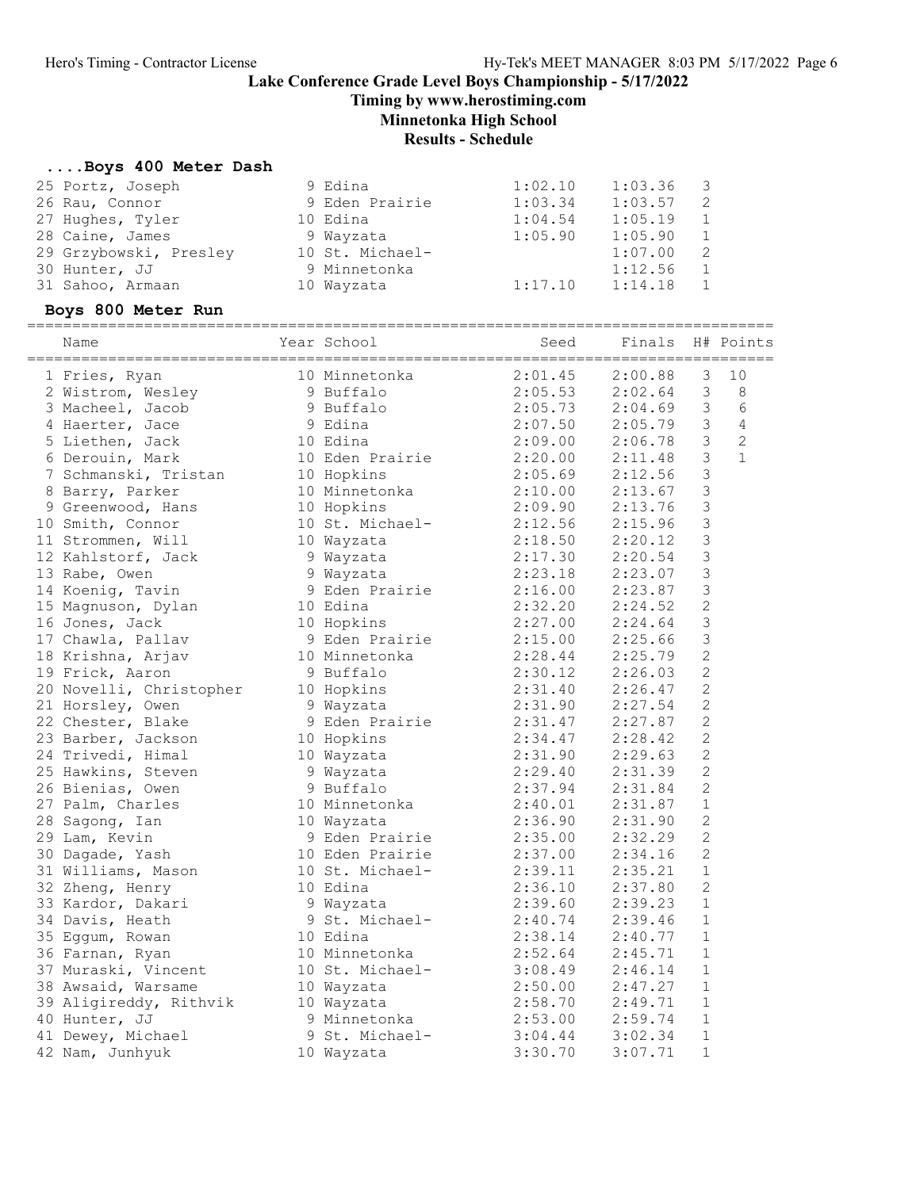## Lake Conference Grade Level Boys Championship - 5/17/2022

**Timing by www.herostiming.com**

**Minnetonka High School**

**Results - Schedule**

### ....Boys 400 Meter Dash

| Place | Name | Year | School | Seed | Finals | H# |
|---|---|---|---|---|---|---|
| 25 | Portz, Joseph | 9 | Edina | 1:02.10 | 1:03.36 | 3 |
| 26 | Rau, Connor | 9 | Eden Prairie | 1:03.34 | 1:03.57 | 2 |
| 27 | Hughes, Tyler | 10 | Edina | 1:04.54 | 1:05.19 | 1 |
| 28 | Caine, James | 9 | Wayzata | 1:05.90 | 1:05.90 | 1 |
| 29 | Grzybowski, Presley | 10 | St. Michael- | | 1:07.00 | 2 |
| 30 | Hunter, JJ | 9 | Minnetonka | | 1:12.56 | 1 |
| 31 | Sahoo, Armaan | 10 | Wayzata | 1:17.10 | 1:14.18 | 1 |

### Boys 800 Meter Run

| Place | Name | Year | School | Seed | Finals | H# | Points |
|---|---|---|---|---|---|---|---|
| 1 | Fries, Ryan | 10 | Minnetonka | 2:01.45 | 2:00.88 | 3 | 10 |
| 2 | Wistrom, Wesley | 9 | Buffalo | 2:05.53 | 2:02.64 | 3 | 8 |
| 3 | Macheel, Jacob | 9 | Buffalo | 2:05.73 | 2:04.69 | 3 | 6 |
| 4 | Haerter, Jace | 9 | Edina | 2:07.50 | 2:05.79 | 3 | 4 |
| 5 | Liethen, Jack | 10 | Edina | 2:09.00 | 2:06.78 | 3 | 2 |
| 6 | Derouin, Mark | 10 | Eden Prairie | 2:20.00 | 2:11.48 | 3 | 1 |
| 7 | Schmanski, Tristan | 10 | Hopkins | 2:05.69 | 2:12.56 | 3 | |
| 8 | Barry, Parker | 10 | Minnetonka | 2:10.00 | 2:13.67 | 3 | |
| 9 | Greenwood, Hans | 10 | Hopkins | 2:09.90 | 2:13.76 | 3 | |
| 10 | Smith, Connor | 10 | St. Michael- | 2:12.56 | 2:15.96 | 3 | |
| 11 | Strommen, Will | 10 | Wayzata | 2:18.50 | 2:20.12 | 3 | |
| 12 | Kahlstorf, Jack | 9 | Wayzata | 2:17.30 | 2:20.54 | 3 | |
| 13 | Rabe, Owen | 9 | Wayzata | 2:23.18 | 2:23.07 | 3 | |
| 14 | Koenig, Tavin | 9 | Eden Prairie | 2:16.00 | 2:23.87 | 3 | |
| 15 | Magnuson, Dylan | 10 | Edina | 2:32.20 | 2:24.52 | 2 | |
| 16 | Jones, Jack | 10 | Hopkins | 2:27.00 | 2:24.64 | 3 | |
| 17 | Chawla, Pallav | 9 | Eden Prairie | 2:15.00 | 2:25.66 | 3 | |
| 18 | Krishna, Arjav | 10 | Minnetonka | 2:28.44 | 2:25.79 | 2 | |
| 19 | Frick, Aaron | 9 | Buffalo | 2:30.12 | 2:26.03 | 2 | |
| 20 | Novelli, Christopher | 10 | Hopkins | 2:31.40 | 2:26.47 | 2 | |
| 21 | Horsley, Owen | 9 | Wayzata | 2:31.90 | 2:27.54 | 2 | |
| 22 | Chester, Blake | 9 | Eden Prairie | 2:31.47 | 2:27.87 | 2 | |
| 23 | Barber, Jackson | 10 | Hopkins | 2:34.47 | 2:28.42 | 2 | |
| 24 | Trivedi, Himal | 10 | Wayzata | 2:31.90 | 2:29.63 | 2 | |
| 25 | Hawkins, Steven | 9 | Wayzata | 2:29.40 | 2:31.39 | 2 | |
| 26 | Bienias, Owen | 9 | Buffalo | 2:37.94 | 2:31.84 | 2 | |
| 27 | Palm, Charles | 10 | Minnetonka | 2:40.01 | 2:31.87 | 1 | |
| 28 | Sagong, Ian | 10 | Wayzata | 2:36.90 | 2:31.90 | 2 | |
| 29 | Lam, Kevin | 9 | Eden Prairie | 2:35.00 | 2:32.29 | 2 | |
| 30 | Dagade, Yash | 10 | Eden Prairie | 2:37.00 | 2:34.16 | 2 | |
| 31 | Williams, Mason | 10 | St. Michael- | 2:39.11 | 2:35.21 | 1 | |
| 32 | Zheng, Henry | 10 | Edina | 2:36.10 | 2:37.80 | 2 | |
| 33 | Kardor, Dakari | 9 | Wayzata | 2:39.60 | 2:39.23 | 1 | |
| 34 | Davis, Heath | 9 | St. Michael- | 2:40.74 | 2:39.46 | 1 | |
| 35 | Eggum, Rowan | 10 | Edina | 2:38.14 | 2:40.77 | 1 | |
| 36 | Farnan, Ryan | 10 | Minnetonka | 2:52.64 | 2:45.71 | 1 | |
| 37 | Muraski, Vincent | 10 | St. Michael- | 3:08.49 | 2:46.14 | 1 | |
| 38 | Awsaid, Warsame | 10 | Wayzata | 2:50.00 | 2:47.27 | 1 | |
| 39 | Aligireddy, Rithvik | 10 | Wayzata | 2:58.70 | 2:49.71 | 1 | |
| 40 | Hunter, JJ | 9 | Minnetonka | 2:53.00 | 2:59.74 | 1 | |
| 41 | Dewey, Michael | 9 | St. Michael- | 3:04.44 | 3:02.34 | 1 | |
| 42 | Nam, Junhyuk | 10 | Wayzata | 3:30.70 | 3:07.71 | 1 | |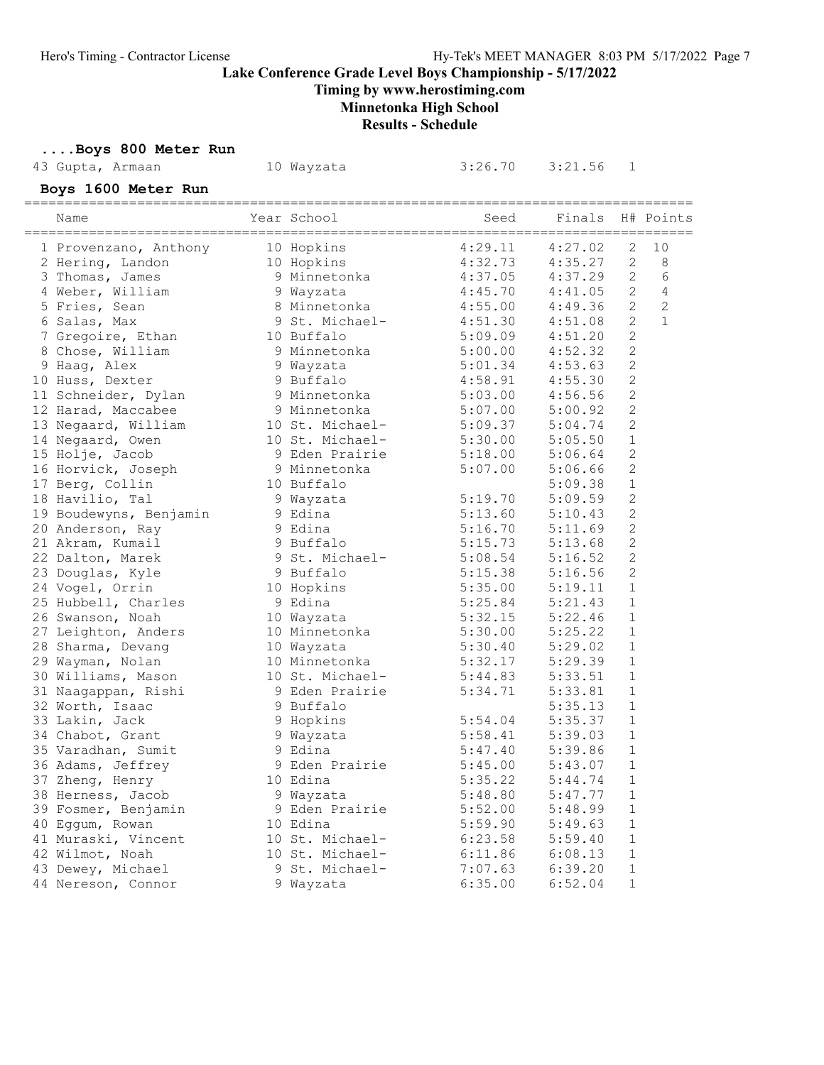# Lake Conference Grade Level Boys Championship - 5/17/2022

**Timing by www.herostiming.com**

**Minnetonka High School**

**Results - Schedule**

### ....Boys 800 Meter Run

| Name | Year | School | Seed | Finals | H# | Points |
|---|---|---|---|---|---|---|
| 43 Gupta, Armaan | 10 | Wayzata | 3:26.70 | 3:21.56 | 1 | |

### Boys 1600 Meter Run

| Name | Year | School | Seed | Finals | H# | Points |
|---|---|---|---|---|---|---|
| 1 Provenzano, Anthony | 10 | Hopkins | 4:29.11 | 4:27.02 | 2 | 10 |
| 2 Hering, Landon | 10 | Hopkins | 4:32.73 | 4:35.27 | 2 | 8 |
| 3 Thomas, James | 9 | Minnetonka | 4:37.05 | 4:37.29 | 2 | 6 |
| 4 Weber, William | 9 | Wayzata | 4:45.70 | 4:41.05 | 2 | 4 |
| 5 Fries, Sean | 8 | Minnetonka | 4:55.00 | 4:49.36 | 2 | 2 |
| 6 Salas, Max | 9 | St. Michael- | 4:51.30 | 4:51.08 | 2 | 1 |
| 7 Gregoire, Ethan | 10 | Buffalo | 5:09.09 | 4:51.20 | 2 | |
| 8 Chose, William | 9 | Minnetonka | 5:00.00 | 4:52.32 | 2 | |
| 9 Haag, Alex | 9 | Wayzata | 5:01.34 | 4:53.63 | 2 | |
| 10 Huss, Dexter | 9 | Buffalo | 4:58.91 | 4:55.30 | 2 | |
| 11 Schneider, Dylan | 9 | Minnetonka | 5:03.00 | 4:56.56 | 2 | |
| 12 Harad, Maccabee | 9 | Minnetonka | 5:07.00 | 5:00.92 | 2 | |
| 13 Negaard, William | 10 | St. Michael- | 5:09.37 | 5:04.74 | 2 | |
| 14 Negaard, Owen | 10 | St. Michael- | 5:30.00 | 5:05.50 | 1 | |
| 15 Holje, Jacob | 9 | Eden Prairie | 5:18.00 | 5:06.64 | 2 | |
| 16 Horvick, Joseph | 9 | Minnetonka | 5:07.00 | 5:06.66 | 2 | |
| 17 Berg, Collin | 10 | Buffalo | | 5:09.38 | 1 | |
| 18 Havilio, Tal | 9 | Wayzata | 5:19.70 | 5:09.59 | 2 | |
| 19 Boudewyns, Benjamin | 9 | Edina | 5:13.60 | 5:10.43 | 2 | |
| 20 Anderson, Ray | 9 | Edina | 5:16.70 | 5:11.69 | 2 | |
| 21 Akram, Kumail | 9 | Buffalo | 5:15.73 | 5:13.68 | 2 | |
| 22 Dalton, Marek | 9 | St. Michael- | 5:08.54 | 5:16.52 | 2 | |
| 23 Douglas, Kyle | 9 | Buffalo | 5:15.38 | 5:16.56 | 2 | |
| 24 Vogel, Orrin | 10 | Hopkins | 5:35.00 | 5:19.11 | 1 | |
| 25 Hubbell, Charles | 9 | Edina | 5:25.84 | 5:21.43 | 1 | |
| 26 Swanson, Noah | 10 | Wayzata | 5:32.15 | 5:22.46 | 1 | |
| 27 Leighton, Anders | 10 | Minnetonka | 5:30.00 | 5:25.22 | 1 | |
| 28 Sharma, Devang | 10 | Wayzata | 5:30.40 | 5:29.02 | 1 | |
| 29 Wayman, Nolan | 10 | Minnetonka | 5:32.17 | 5:29.39 | 1 | |
| 30 Williams, Mason | 10 | St. Michael- | 5:44.83 | 5:33.51 | 1 | |
| 31 Naagappan, Rishi | 9 | Eden Prairie | 5:34.71 | 5:33.81 | 1 | |
| 32 Worth, Isaac | 9 | Buffalo | | 5:35.13 | 1 | |
| 33 Lakin, Jack | 9 | Hopkins | 5:54.04 | 5:35.37 | 1 | |
| 34 Chabot, Grant | 9 | Wayzata | 5:58.41 | 5:39.03 | 1 | |
| 35 Varadhan, Sumit | 9 | Edina | 5:47.40 | 5:39.86 | 1 | |
| 36 Adams, Jeffrey | 9 | Eden Prairie | 5:45.00 | 5:43.07 | 1 | |
| 37 Zheng, Henry | 10 | Edina | 5:35.22 | 5:44.74 | 1 | |
| 38 Herness, Jacob | 9 | Wayzata | 5:48.80 | 5:47.77 | 1 | |
| 39 Fosmer, Benjamin | 9 | Eden Prairie | 5:52.00 | 5:48.99 | 1 | |
| 40 Eggum, Rowan | 10 | Edina | 5:59.90 | 5:49.63 | 1 | |
| 41 Muraski, Vincent | 10 | St. Michael- | 6:23.58 | 5:59.40 | 1 | |
| 42 Wilmot, Noah | 10 | St. Michael- | 6:11.86 | 6:08.13 | 1 | |
| 43 Dewey, Michael | 9 | St. Michael- | 7:07.63 | 6:39.20 | 1 | |
| 44 Nereson, Connor | 9 | Wayzata | 6:35.00 | 6:52.04 | 1 | |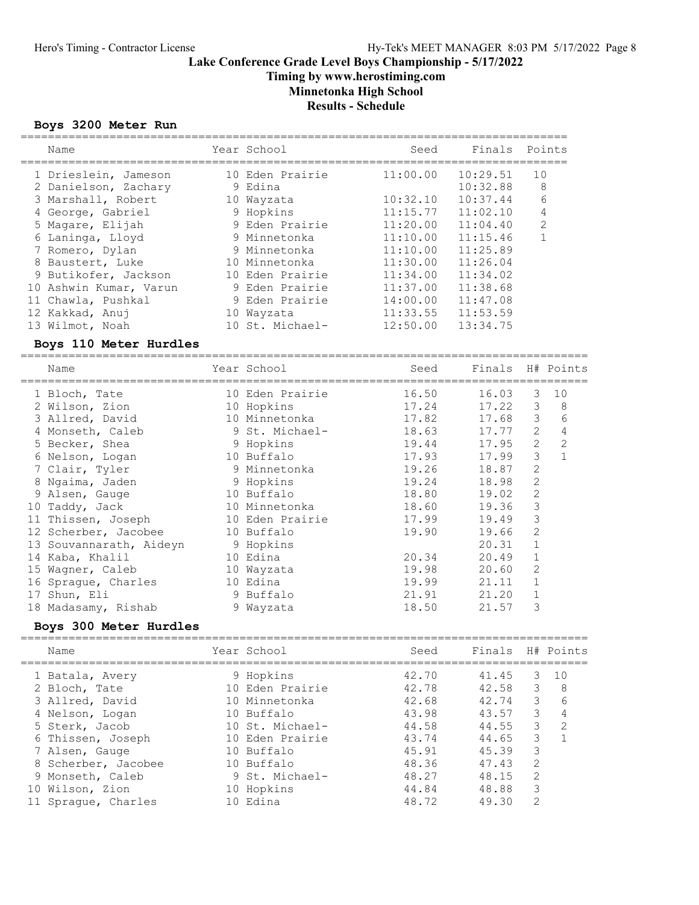## Lake Conference Grade Level Boys Championship - 5/17/2022

**Timing by www.herostiming.com**

**Minnetonka High School**

**Results - Schedule**

### Boys 3200 Meter Run

| | Name | Year | School | Seed | Finals | Points |
|---|---|---|---|---|---|---|
| 1 | Drieslein, Jameson | 10 | Eden Prairie | 11:00.00 | 10:29.51 | 10 |
| 2 | Danielson, Zachary | 9 | Edina | | 10:32.88 | 8 |
| 3 | Marshall, Robert | 10 | Wayzata | 10:32.10 | 10:37.44 | 6 |
| 4 | George, Gabriel | 9 | Hopkins | 11:15.77 | 11:02.10 | 4 |
| 5 | Magare, Elijah | 9 | Eden Prairie | 11:20.00 | 11:04.40 | 2 |
| 6 | Laninga, Lloyd | 9 | Minnetonka | 11:10.00 | 11:15.46 | 1 |
| 7 | Romero, Dylan | 9 | Minnetonka | 11:10.00 | 11:25.89 | |
| 8 | Baustert, Luke | 10 | Minnetonka | 11:30.00 | 11:26.04 | |
| 9 | Butikofer, Jackson | 10 | Eden Prairie | 11:34.00 | 11:34.02 | |
| 10 | Ashwin Kumar, Varun | 9 | Eden Prairie | 11:37.00 | 11:38.68 | |
| 11 | Chawla, Pushkal | 9 | Eden Prairie | 14:00.00 | 11:47.08 | |
| 12 | Kakkad, Anuj | 10 | Wayzata | 11:33.55 | 11:53.59 | |
| 13 | Wilmot, Noah | 10 | St. Michael- | 12:50.00 | 13:34.75 | |

### Boys 110 Meter Hurdles

| | Name | Year | School | Seed | Finals | H# | Points |
|---|---|---|---|---|---|---|---|
| 1 | Bloch, Tate | 10 | Eden Prairie | 16.50 | 16.03 | 3 | 10 |
| 2 | Wilson, Zion | 10 | Hopkins | 17.24 | 17.22 | 3 | 8 |
| 3 | Allred, David | 10 | Minnetonka | 17.82 | 17.68 | 3 | 6 |
| 4 | Monseth, Caleb | 9 | St. Michael- | 18.63 | 17.77 | 2 | 4 |
| 5 | Becker, Shea | 9 | Hopkins | 19.44 | 17.95 | 2 | 2 |
| 6 | Nelson, Logan | 10 | Buffalo | 17.93 | 17.99 | 3 | 1 |
| 7 | Clair, Tyler | 9 | Minnetonka | 19.26 | 18.87 | 2 | |
| 8 | Ngaima, Jaden | 9 | Hopkins | 19.24 | 18.98 | 2 | |
| 9 | Alsen, Gauge | 10 | Buffalo | 18.80 | 19.02 | 2 | |
| 10 | Taddy, Jack | 10 | Minnetonka | 18.60 | 19.36 | 3 | |
| 11 | Thissen, Joseph | 10 | Eden Prairie | 17.99 | 19.49 | 3 | |
| 12 | Scherber, Jacobee | 10 | Buffalo | 19.90 | 19.66 | 2 | |
| 13 | Souvannarath, Aideyn | 9 | Hopkins | | 20.31 | 1 | |
| 14 | Kaba, Khalil | 10 | Edina | 20.34 | 20.49 | 1 | |
| 15 | Wagner, Caleb | 10 | Wayzata | 19.98 | 20.60 | 2 | |
| 16 | Sprague, Charles | 10 | Edina | 19.99 | 21.11 | 1 | |
| 17 | Shun, Eli | 9 | Buffalo | 21.91 | 21.20 | 1 | |
| 18 | Madasamy, Rishab | 9 | Wayzata | 18.50 | 21.57 | 3 | |

### Boys 300 Meter Hurdles

| | Name | Year | School | Seed | Finals | H# | Points |
|---|---|---|---|---|---|---|---|
| 1 | Batala, Avery | 9 | Hopkins | 42.70 | 41.45 | 3 | 10 |
| 2 | Bloch, Tate | 10 | Eden Prairie | 42.78 | 42.58 | 3 | 8 |
| 3 | Allred, David | 10 | Minnetonka | 42.68 | 42.74 | 3 | 6 |
| 4 | Nelson, Logan | 10 | Buffalo | 43.98 | 43.57 | 3 | 4 |
| 5 | Sterk, Jacob | 10 | St. Michael- | 44.58 | 44.55 | 3 | 2 |
| 6 | Thissen, Joseph | 10 | Eden Prairie | 43.74 | 44.65 | 3 | 1 |
| 7 | Alsen, Gauge | 10 | Buffalo | 45.91 | 45.39 | 3 | |
| 8 | Scherber, Jacobee | 10 | Buffalo | 48.36 | 47.43 | 2 | |
| 9 | Monseth, Caleb | 9 | St. Michael- | 48.27 | 48.15 | 2 | |
| 10 | Wilson, Zion | 10 | Hopkins | 44.84 | 48.88 | 3 | |
| 11 | Sprague, Charles | 10 | Edina | 48.72 | 49.30 | 2 | |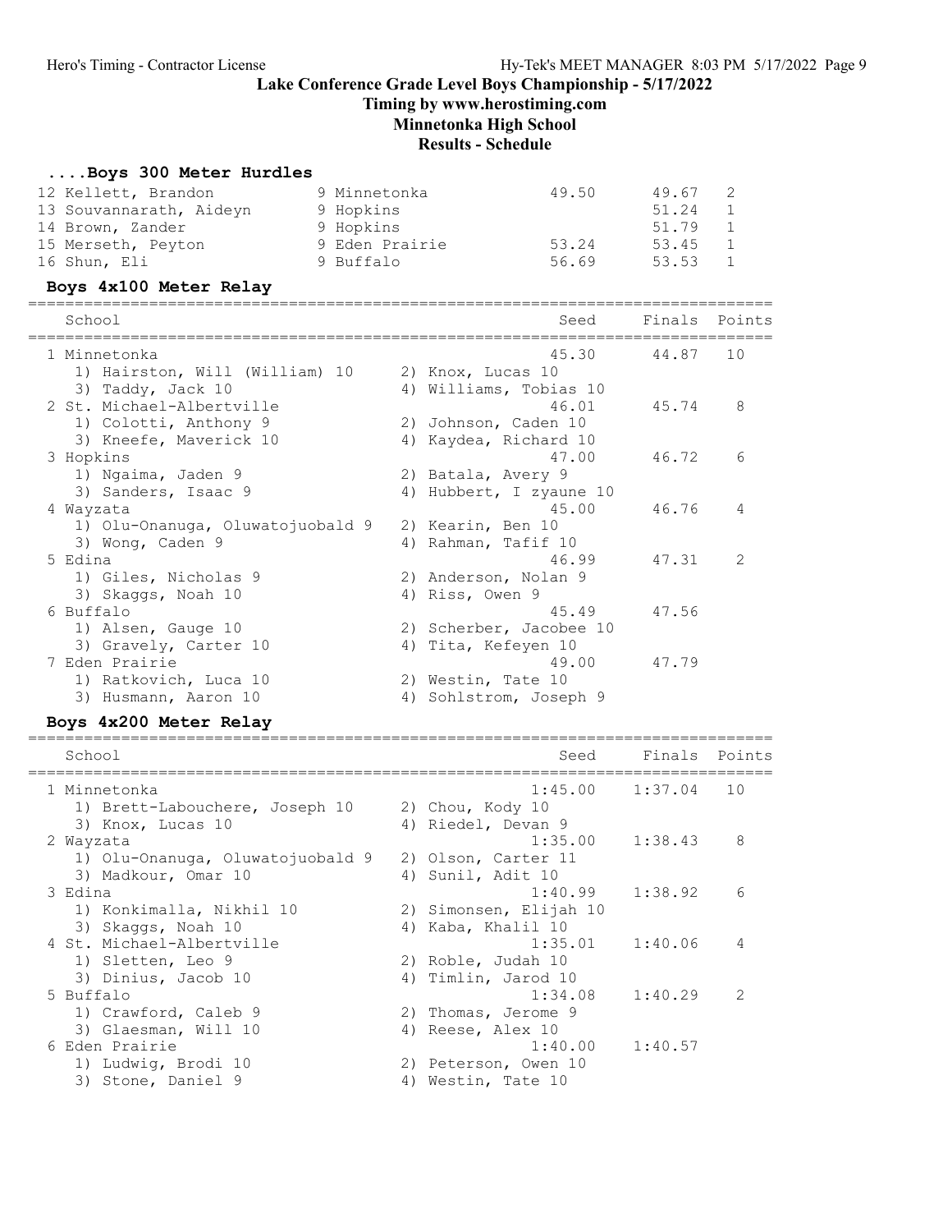Lake Conference Grade Level Boys Championship - 5/17/2022

Timing by www.herostiming.com

Minnetonka High School

Results - Schedule

### ....Boys 300 Meter Hurdles

| Place | Name | Yr | School | Seed | Finals | Points |
|---|---|---|---|---|---|---|
| 12 | Kellett, Brandon | 9 | Minnetonka | 49.50 | 49.67 | 2 |
| 13 | Souvannarath, Aideyn | 9 | Hopkins | | 51.24 | 1 |
| 14 | Brown, Zander | 9 | Hopkins | | 51.79 | 1 |
| 15 | Merseth, Peyton | 9 | Eden Prairie | 53.24 | 53.45 | 1 |
| 16 | Shun, Eli | 9 | Buffalo | 56.69 | 53.53 | 1 |

### Boys 4x100 Meter Relay

| Place | School | Seed | Finals | Points |
|---|---|---|---|---|
| 1 | Minnetonka | 45.30 | 44.87 | 10 |
| | 1) Hairston, Will (William) 10; 2) Knox, Lucas 10; 3) Taddy, Jack 10; 4) Williams, Tobias 10 | | | |
| 2 | St. Michael-Albertville | 46.01 | 45.74 | 8 |
| | 1) Colotti, Anthony 9; 2) Johnson, Caden 10; 3) Kneefe, Maverick 10; 4) Kaydea, Richard 10 | | | |
| 3 | Hopkins | 47.00 | 46.72 | 6 |
| | 1) Ngaima, Jaden 9; 2) Batala, Avery 9; 3) Sanders, Isaac 9; 4) Hubbert, I zyaune 10 | | | |
| 4 | Wayzata | 45.00 | 46.76 | 4 |
| | 1) Olu-Onanuga, Oluwatojuobald 9; 2) Kearin, Ben 10; 3) Wong, Caden 9; 4) Rahman, Tafif 10 | | | |
| 5 | Edina | 46.99 | 47.31 | 2 |
| | 1) Giles, Nicholas 9; 2) Anderson, Nolan 9; 3) Skaggs, Noah 10; 4) Riss, Owen 9 | | | |
| 6 | Buffalo | 45.49 | 47.56 | |
| | 1) Alsen, Gauge 10; 2) Scherber, Jacobee 10; 3) Gravely, Carter 10; 4) Tita, Kefeyen 10 | | | |
| 7 | Eden Prairie | 49.00 | 47.79 | |
| | 1) Ratkovich, Luca 10; 2) Westin, Tate 10; 3) Husmann, Aaron 10; 4) Sohlstrom, Joseph 9 | | | |

### Boys 4x200 Meter Relay

| Place | School | Seed | Finals | Points |
|---|---|---|---|---|
| 1 | Minnetonka | 1:45.00 | 1:37.04 | 10 |
| | 1) Brett-Labouchere, Joseph 10; 2) Chou, Kody 10; 3) Knox, Lucas 10; 4) Riedel, Devan 9 | | | |
| 2 | Wayzata | 1:35.00 | 1:38.43 | 8 |
| | 1) Olu-Onanuga, Oluwatojuobald 9; 2) Olson, Carter 11; 3) Madkour, Omar 10; 4) Sunil, Adit 10 | | | |
| 3 | Edina | 1:40.99 | 1:38.92 | 6 |
| | 1) Konkimalla, Nikhil 10; 2) Simonsen, Elijah 10; 3) Skaggs, Noah 10; 4) Kaba, Khalil 10 | | | |
| 4 | St. Michael-Albertville | 1:35.01 | 1:40.06 | 4 |
| | 1) Sletten, Leo 9; 2) Roble, Judah 10; 3) Dinius, Jacob 10; 4) Timlin, Jarod 10 | | | |
| 5 | Buffalo | 1:34.08 | 1:40.29 | 2 |
| | 1) Crawford, Caleb 9; 2) Thomas, Jerome 9; 3) Glaesman, Will 10; 4) Reese, Alex 10 | | | |
| 6 | Eden Prairie | 1:40.00 | 1:40.57 | |
| | 1) Ludwig, Brodi 10; 2) Peterson, Owen 10; 3) Stone, Daniel 9; 4) Westin, Tate 10 | | | |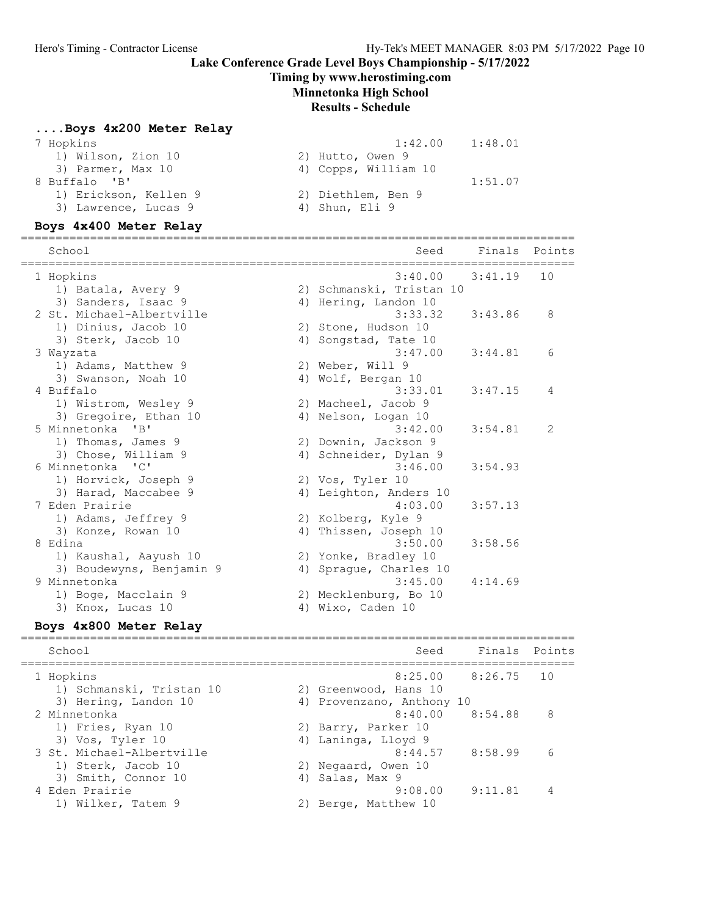# Lake Conference Grade Level Boys Championship - 5/17/2022

## Timing by www.herostiming.com

## Minnetonka High School

## Results - Schedule

### ....Boys 4x200 Meter Relay

| Place | School | Seed | Finals | Points |
|---|---|---|---|---|
| 7 | Hopkins | 1:42.00 | 1:48.01 | |
| | 1) Wilson, Zion 10; 2) Hutto, Owen 9; 3) Parmer, Max 10; 4) Copps, William 10 | | | |
| 8 | Buffalo 'B' | | 1:51.07 | |
| | 1) Erickson, Kellen 9; 2) Diethlem, Ben 9; 3) Lawrence, Lucas 9; 4) Shun, Eli 9 | | | |

### Boys 4x400 Meter Relay

| Place | School | Seed | Finals | Points |
|---|---|---|---|---|
| 1 | Hopkins | 3:40.00 | 3:41.19 | 10 |
| | 1) Batala, Avery 9; 2) Schmanski, Tristan 10; 3) Sanders, Isaac 9; 4) Hering, Landon 10 | | | |
| 2 | St. Michael-Albertville | 3:33.32 | 3:43.86 | 8 |
| | 1) Dinius, Jacob 10; 2) Stone, Hudson 10; 3) Sterk, Jacob 10; 4) Songstad, Tate 10 | | | |
| 3 | Wayzata | 3:47.00 | 3:44.81 | 6 |
| | 1) Adams, Matthew 9; 2) Weber, Will 9; 3) Swanson, Noah 10; 4) Wolf, Bergan 10 | | | |
| 4 | Buffalo | 3:33.01 | 3:47.15 | 4 |
| | 1) Wistrom, Wesley 9; 2) Macheel, Jacob 9; 3) Gregoire, Ethan 10; 4) Nelson, Logan 10 | | | |
| 5 | Minnetonka 'B' | 3:42.00 | 3:54.81 | 2 |
| | 1) Thomas, James 9; 2) Downin, Jackson 9; 3) Chose, William 9; 4) Schneider, Dylan 9 | | | |
| 6 | Minnetonka 'C' | 3:46.00 | 3:54.93 | |
| | 1) Horvick, Joseph 9; 2) Vos, Tyler 10; 3) Harad, Maccabee 9; 4) Leighton, Anders 10 | | | |
| 7 | Eden Prairie | 4:03.00 | 3:57.13 | |
| | 1) Adams, Jeffrey 9; 2) Kolberg, Kyle 9; 3) Konze, Rowan 10; 4) Thissen, Joseph 10 | | | |
| 8 | Edina | 3:50.00 | 3:58.56 | |
| | 1) Kaushal, Aayush 10; 2) Yonke, Bradley 10; 3) Boudewyns, Benjamin 9; 4) Sprague, Charles 10 | | | |
| 9 | Minnetonka | 3:45.00 | 4:14.69 | |
| | 1) Boge, Macclain 9; 2) Mecklenburg, Bo 10; 3) Knox, Lucas 10; 4) Wixo, Caden 10 | | | |

### Boys 4x800 Meter Relay

| Place | School | Seed | Finals | Points |
|---|---|---|---|---|
| 1 | Hopkins | 8:25.00 | 8:26.75 | 10 |
| | 1) Schmanski, Tristan 10; 2) Greenwood, Hans 10; 3) Hering, Landon 10; 4) Provenzano, Anthony 10 | | | |
| 2 | Minnetonka | 8:40.00 | 8:54.88 | 8 |
| | 1) Fries, Ryan 10; 2) Barry, Parker 10; 3) Vos, Tyler 10; 4) Laninga, Lloyd 9 | | | |
| 3 | St. Michael-Albertville | 8:44.57 | 8:58.99 | 6 |
| | 1) Sterk, Jacob 10; 2) Negaard, Owen 10; 3) Smith, Connor 10; 4) Salas, Max 9 | | | |
| 4 | Eden Prairie | 9:08.00 | 9:11.81 | 4 |
| | 1) Wilker, Tatem 9; 2) Berge, Matthew 10 | | | |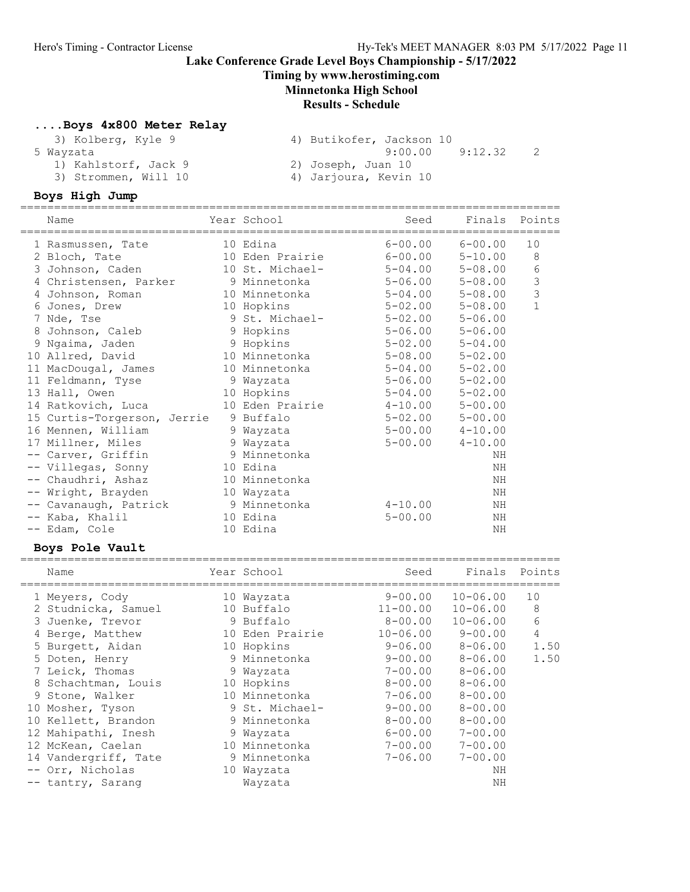## ....Boys 4x800 Meter Relay

3) Kolberg, Kyle 9 — 4) Butikofer, Jackson 10

5 Wayzata — 9:00.00 — 9:12.32 — 2

1) Kahlstorf, Jack 9 — 2) Joseph, Juan 10

3) Strommen, Will 10 — 4) Jarjoura, Kevin 10

## Boys High Jump

| | Name | Year | School | Seed | Finals | Points |
|---|---|---|---|---|---|---|
| 1 | Rasmussen, Tate | 10 | Edina | 6-00.00 | 6-00.00 | 10 |
| 2 | Bloch, Tate | 10 | Eden Prairie | 6-00.00 | 5-10.00 | 8 |
| 3 | Johnson, Caden | 10 | St. Michael- | 5-04.00 | 5-08.00 | 6 |
| 4 | Christensen, Parker | 9 | Minnetonka | 5-06.00 | 5-08.00 | 3 |
| 4 | Johnson, Roman | 10 | Minnetonka | 5-04.00 | 5-08.00 | 3 |
| 6 | Jones, Drew | 10 | Hopkins | 5-02.00 | 5-08.00 | 1 |
| 7 | Nde, Tse | 9 | St. Michael- | 5-02.00 | 5-06.00 | |
| 8 | Johnson, Caleb | 9 | Hopkins | 5-06.00 | 5-06.00 | |
| 9 | Ngaima, Jaden | 9 | Hopkins | 5-02.00 | 5-04.00 | |
| 10 | Allred, David | 10 | Minnetonka | 5-08.00 | 5-02.00 | |
| 11 | MacDougal, James | 10 | Minnetonka | 5-04.00 | 5-02.00 | |
| 11 | Feldmann, Tyse | 9 | Wayzata | 5-06.00 | 5-02.00 | |
| 13 | Hall, Owen | 10 | Hopkins | 5-04.00 | 5-02.00 | |
| 14 | Ratkovich, Luca | 10 | Eden Prairie | 4-10.00 | 5-00.00 | |
| 15 | Curtis-Torgerson, Jerrie | 9 | Buffalo | 5-02.00 | 5-00.00 | |
| 16 | Mennen, William | 9 | Wayzata | 5-00.00 | 4-10.00 | |
| 17 | Millner, Miles | 9 | Wayzata | 5-00.00 | 4-10.00 | |
| -- | Carver, Griffin | 9 | Minnetonka | | NH | |
| -- | Villegas, Sonny | 10 | Edina | | NH | |
| -- | Chaudhri, Ashaz | 10 | Minnetonka | | NH | |
| -- | Wright, Brayden | 10 | Wayzata | | NH | |
| -- | Cavanaugh, Patrick | 9 | Minnetonka | 4-10.00 | NH | |
| -- | Kaba, Khalil | 10 | Edina | 5-00.00 | NH | |
| -- | Edam, Cole | 10 | Edina | | NH | |

## Boys Pole Vault

| | Name | Year | School | Seed | Finals | Points |
|---|---|---|---|---|---|---|
| 1 | Meyers, Cody | 10 | Wayzata | 9-00.00 | 10-06.00 | 10 |
| 2 | Studnicka, Samuel | 10 | Buffalo | 11-00.00 | 10-06.00 | 8 |
| 3 | Juenke, Trevor | 9 | Buffalo | 8-00.00 | 10-06.00 | 6 |
| 4 | Berge, Matthew | 10 | Eden Prairie | 10-06.00 | 9-00.00 | 4 |
| 5 | Burgett, Aidan | 10 | Hopkins | 9-06.00 | 8-06.00 | 1.50 |
| 5 | Doten, Henry | 9 | Minnetonka | 9-00.00 | 8-06.00 | 1.50 |
| 7 | Leick, Thomas | 9 | Wayzata | 7-00.00 | 8-06.00 | |
| 8 | Schachtman, Louis | 10 | Hopkins | 8-00.00 | 8-06.00 | |
| 9 | Stone, Walker | 10 | Minnetonka | 7-06.00 | 8-00.00 | |
| 10 | Mosher, Tyson | 9 | St. Michael- | 9-00.00 | 8-00.00 | |
| 10 | Kellett, Brandon | 9 | Minnetonka | 8-00.00 | 8-00.00 | |
| 12 | Mahipathi, Inesh | 9 | Wayzata | 6-00.00 | 7-00.00 | |
| 12 | McKean, Caelan | 10 | Minnetonka | 7-00.00 | 7-00.00 | |
| 14 | Vandergriff, Tate | 9 | Minnetonka | 7-06.00 | 7-00.00 | |
| -- | Orr, Nicholas | 10 | Wayzata | | NH | |
| -- | tantry, Sarang | | Wayzata | | NH | |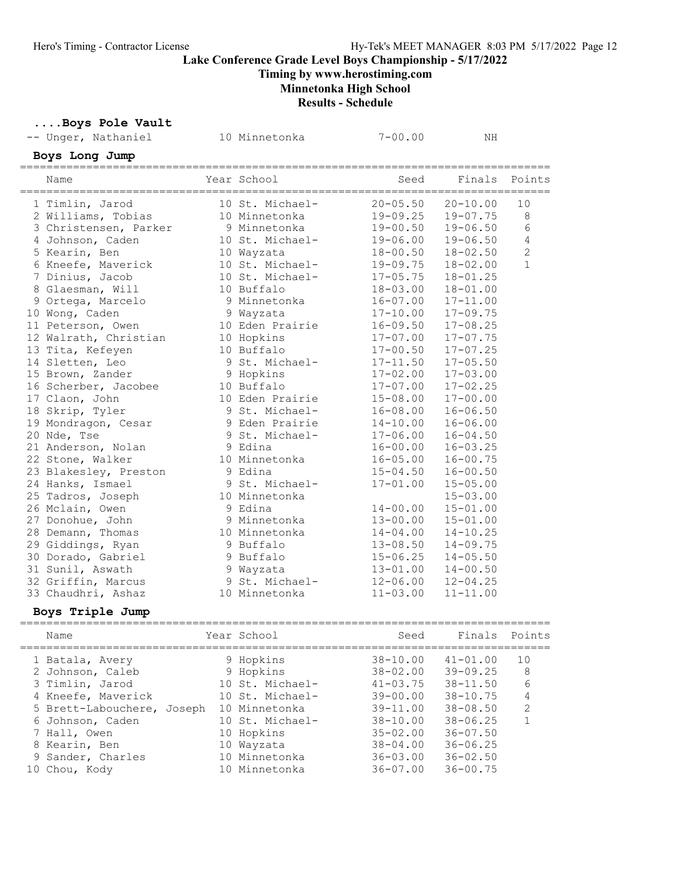## Lake Conference Grade Level Boys Championship - 5/17/2022

**Timing by www.herostiming.com**

**Minnetonka High School**

**Results - Schedule**

### ....Boys Pole Vault

| Name | Year | School | Seed | Finals | Points |
|---|---|---|---|---|---|
| -- Unger, Nathaniel | 10 | Minnetonka | 7-00.00 | NH | |

### Boys Long Jump

| Name | Year | School | Seed | Finals | Points |
|---|---|---|---|---|---|
| 1 Timlin, Jarod | 10 | St. Michael- | 20-05.50 | 20-10.00 | 10 |
| 2 Williams, Tobias | 10 | Minnetonka | 19-09.25 | 19-07.75 | 8 |
| 3 Christensen, Parker | 9 | Minnetonka | 19-00.50 | 19-06.50 | 6 |
| 4 Johnson, Caden | 10 | St. Michael- | 19-06.00 | 19-06.50 | 4 |
| 5 Kearin, Ben | 10 | Wayzata | 18-00.50 | 18-02.50 | 2 |
| 6 Kneefe, Maverick | 10 | St. Michael- | 19-09.75 | 18-02.00 | 1 |
| 7 Dinius, Jacob | 10 | St. Michael- | 17-05.75 | 18-01.25 | |
| 8 Glaesman, Will | 10 | Buffalo | 18-03.00 | 18-01.00 | |
| 9 Ortega, Marcelo | 9 | Minnetonka | 16-07.00 | 17-11.00 | |
| 10 Wong, Caden | 9 | Wayzata | 17-10.00 | 17-09.75 | |
| 11 Peterson, Owen | 10 | Eden Prairie | 16-09.50 | 17-08.25 | |
| 12 Walrath, Christian | 10 | Hopkins | 17-07.00 | 17-07.75 | |
| 13 Tita, Kefeyen | 10 | Buffalo | 17-00.50 | 17-07.25 | |
| 14 Sletten, Leo | 9 | St. Michael- | 17-11.50 | 17-05.50 | |
| 15 Brown, Zander | 9 | Hopkins | 17-02.00 | 17-03.00 | |
| 16 Scherber, Jacobee | 10 | Buffalo | 17-07.00 | 17-02.25 | |
| 17 Claon, John | 10 | Eden Prairie | 15-08.00 | 17-00.00 | |
| 18 Skrip, Tyler | 9 | St. Michael- | 16-08.00 | 16-06.50 | |
| 19 Mondragon, Cesar | 9 | Eden Prairie | 14-10.00 | 16-06.00 | |
| 20 Nde, Tse | 9 | St. Michael- | 17-06.00 | 16-04.50 | |
| 21 Anderson, Nolan | 9 | Edina | 16-00.00 | 16-03.25 | |
| 22 Stone, Walker | 10 | Minnetonka | 16-05.00 | 16-00.75 | |
| 23 Blakesley, Preston | 9 | Edina | 15-04.50 | 16-00.50 | |
| 24 Hanks, Ismael | 9 | St. Michael- | 17-01.00 | 15-05.00 | |
| 25 Tadros, Joseph | 10 | Minnetonka | | 15-03.00 | |
| 26 Mclain, Owen | 9 | Edina | 14-00.00 | 15-01.00 | |
| 27 Donohue, John | 9 | Minnetonka | 13-00.00 | 15-01.00 | |
| 28 Demann, Thomas | 10 | Minnetonka | 14-04.00 | 14-10.25 | |
| 29 Giddings, Ryan | 9 | Buffalo | 13-08.50 | 14-09.75 | |
| 30 Dorado, Gabriel | 9 | Buffalo | 15-06.25 | 14-05.50 | |
| 31 Sunil, Aswath | 9 | Wayzata | 13-01.00 | 14-00.50 | |
| 32 Griffin, Marcus | 9 | St. Michael- | 12-06.00 | 12-04.25 | |
| 33 Chaudhri, Ashaz | 10 | Minnetonka | 11-03.00 | 11-11.00 | |

### Boys Triple Jump

| Name | Year | School | Seed | Finals | Points |
|---|---|---|---|---|---|
| 1 Batala, Avery | 9 | Hopkins | 38-10.00 | 41-01.00 | 10 |
| 2 Johnson, Caleb | 9 | Hopkins | 38-02.00 | 39-09.25 | 8 |
| 3 Timlin, Jarod | 10 | St. Michael- | 41-03.75 | 38-11.50 | 6 |
| 4 Kneefe, Maverick | 10 | St. Michael- | 39-00.00 | 38-10.75 | 4 |
| 5 Brett-Labouchere, Joseph | 10 | Minnetonka | 39-11.00 | 38-08.50 | 2 |
| 6 Johnson, Caden | 10 | St. Michael- | 38-10.00 | 38-06.25 | 1 |
| 7 Hall, Owen | 10 | Hopkins | 35-02.00 | 36-07.50 | |
| 8 Kearin, Ben | 10 | Wayzata | 38-04.00 | 36-06.25 | |
| 9 Sander, Charles | 10 | Minnetonka | 36-03.00 | 36-02.50 | |
| 10 Chou, Kody | 10 | Minnetonka | 36-07.00 | 36-00.75 | |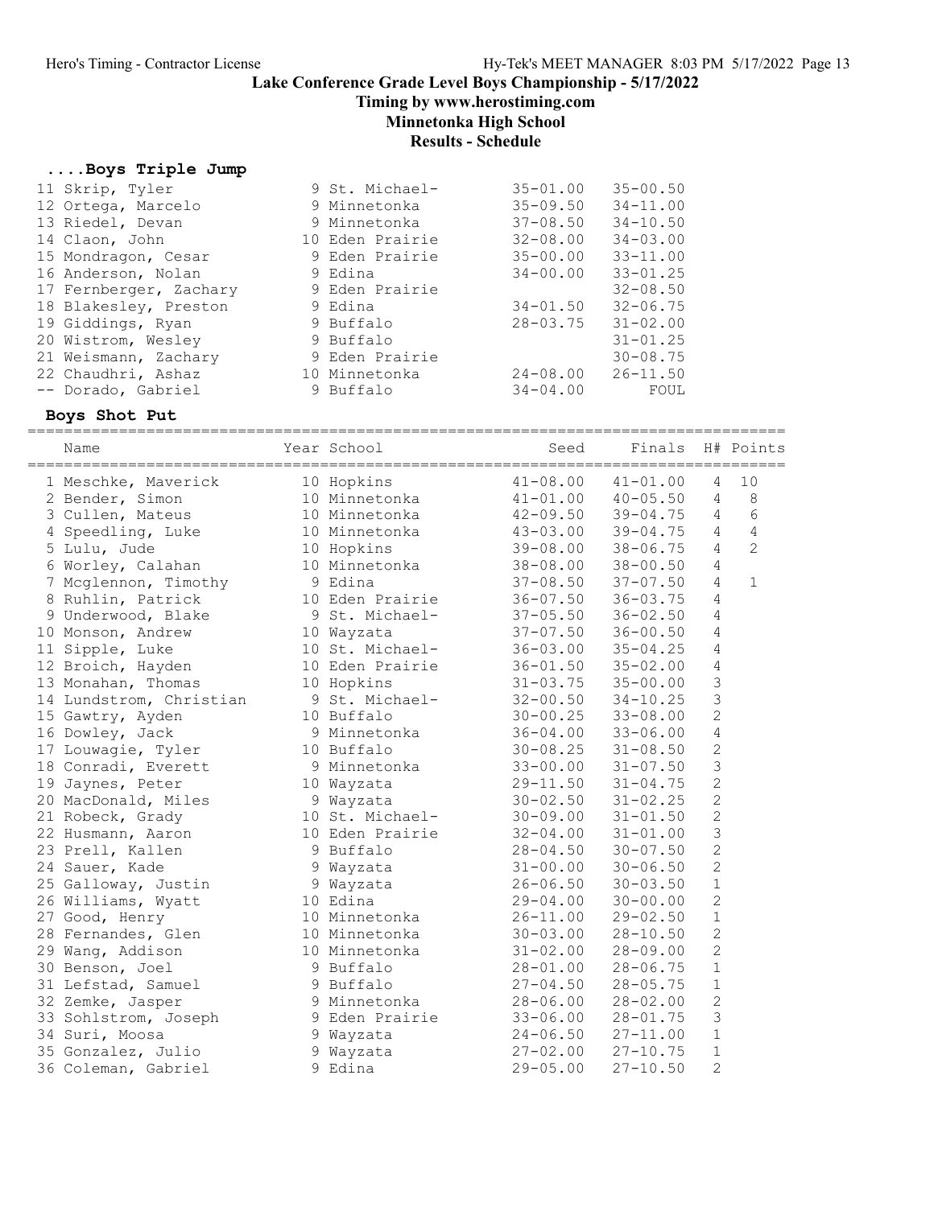## Lake Conference Grade Level Boys Championship - 5/17/2022

**Timing by www.herostiming.com**

**Minnetonka High School**

**Results - Schedule**

### ....Boys Triple Jump

| Place | Name | Year | School | Seed | Finals |
|---|---|---|---|---|---|
| 11 | Skrip, Tyler | 9 | St. Michael- | 35-01.00 | 35-00.50 |
| 12 | Ortega, Marcelo | 9 | Minnetonka | 35-09.50 | 34-11.00 |
| 13 | Riedel, Devan | 9 | Minnetonka | 37-08.50 | 34-10.50 |
| 14 | Claon, John | 10 | Eden Prairie | 32-08.00 | 34-03.00 |
| 15 | Mondragon, Cesar | 9 | Eden Prairie | 35-00.00 | 33-11.00 |
| 16 | Anderson, Nolan | 9 | Edina | 34-00.00 | 33-01.25 |
| 17 | Fernberger, Zachary | 9 | Eden Prairie | | 32-08.50 |
| 18 | Blakesley, Preston | 9 | Edina | 34-01.50 | 32-06.75 |
| 19 | Giddings, Ryan | 9 | Buffalo | 28-03.75 | 31-02.00 |
| 20 | Wistrom, Wesley | 9 | Buffalo | | 31-01.25 |
| 21 | Weismann, Zachary | 9 | Eden Prairie | | 30-08.75 |
| 22 | Chaudhri, Ashaz | 10 | Minnetonka | 24-08.00 | 26-11.50 |
| -- | Dorado, Gabriel | 9 | Buffalo | 34-04.00 | FOUL |

### Boys Shot Put

| Place | Name | Year | School | Seed | Finals | H# | Points |
|---|---|---|---|---|---|---|---|
| 1 | Meschke, Maverick | 10 | Hopkins | 41-08.00 | 41-01.00 | 4 | 10 |
| 2 | Bender, Simon | 10 | Minnetonka | 41-01.00 | 40-05.50 | 4 | 8 |
| 3 | Cullen, Mateus | 10 | Minnetonka | 42-09.50 | 39-04.75 | 4 | 6 |
| 4 | Speedling, Luke | 10 | Minnetonka | 43-03.00 | 39-04.75 | 4 | 4 |
| 5 | Lulu, Jude | 10 | Hopkins | 39-08.00 | 38-06.75 | 4 | 2 |
| 6 | Worley, Calahan | 10 | Minnetonka | 38-08.00 | 38-00.50 | 4 | |
| 7 | Mcglennon, Timothy | 9 | Edina | 37-08.50 | 37-07.50 | 4 | 1 |
| 8 | Ruhlin, Patrick | 10 | Eden Prairie | 36-07.50 | 36-03.75 | 4 | |
| 9 | Underwood, Blake | 9 | St. Michael- | 37-05.50 | 36-02.50 | 4 | |
| 10 | Monson, Andrew | 10 | Wayzata | 37-07.50 | 36-00.50 | 4 | |
| 11 | Sipple, Luke | 10 | St. Michael- | 36-03.00 | 35-04.25 | 4 | |
| 12 | Broich, Hayden | 10 | Eden Prairie | 36-01.50 | 35-02.00 | 4 | |
| 13 | Monahan, Thomas | 10 | Hopkins | 31-03.75 | 35-00.00 | 3 | |
| 14 | Lundstrom, Christian | 9 | St. Michael- | 32-00.50 | 34-10.25 | 3 | |
| 15 | Gawtry, Ayden | 10 | Buffalo | 30-00.25 | 33-08.00 | 2 | |
| 16 | Dowley, Jack | 9 | Minnetonka | 36-04.00 | 33-06.00 | 4 | |
| 17 | Louwagie, Tyler | 10 | Buffalo | 30-08.25 | 31-08.50 | 2 | |
| 18 | Conradi, Everett | 9 | Minnetonka | 33-00.00 | 31-07.50 | 3 | |
| 19 | Jaynes, Peter | 10 | Wayzata | 29-11.50 | 31-04.75 | 2 | |
| 20 | MacDonald, Miles | 9 | Wayzata | 30-02.50 | 31-02.25 | 2 | |
| 21 | Robeck, Grady | 10 | St. Michael- | 30-09.00 | 31-01.50 | 2 | |
| 22 | Husmann, Aaron | 10 | Eden Prairie | 32-04.00 | 31-01.00 | 3 | |
| 23 | Prell, Kallen | 9 | Buffalo | 28-04.50 | 30-07.50 | 2 | |
| 24 | Sauer, Kade | 9 | Wayzata | 31-00.00 | 30-06.50 | 2 | |
| 25 | Galloway, Justin | 9 | Wayzata | 26-06.50 | 30-03.50 | 1 | |
| 26 | Williams, Wyatt | 10 | Edina | 29-04.00 | 30-00.00 | 2 | |
| 27 | Good, Henry | 10 | Minnetonka | 26-11.00 | 29-02.50 | 1 | |
| 28 | Fernandes, Glen | 10 | Minnetonka | 30-03.00 | 28-10.50 | 2 | |
| 29 | Wang, Addison | 10 | Minnetonka | 31-02.00 | 28-09.00 | 2 | |
| 30 | Benson, Joel | 9 | Buffalo | 28-01.00 | 28-06.75 | 1 | |
| 31 | Lefstad, Samuel | 9 | Buffalo | 27-04.50 | 28-05.75 | 1 | |
| 32 | Zemke, Jasper | 9 | Minnetonka | 28-06.00 | 28-02.00 | 2 | |
| 33 | Sohlstrom, Joseph | 9 | Eden Prairie | 33-06.00 | 28-01.75 | 3 | |
| 34 | Suri, Moosa | 9 | Wayzata | 24-06.50 | 27-11.00 | 1 | |
| 35 | Gonzalez, Julio | 9 | Wayzata | 27-02.00 | 27-10.75 | 1 | |
| 36 | Coleman, Gabriel | 9 | Edina | 29-05.00 | 27-10.50 | 2 | |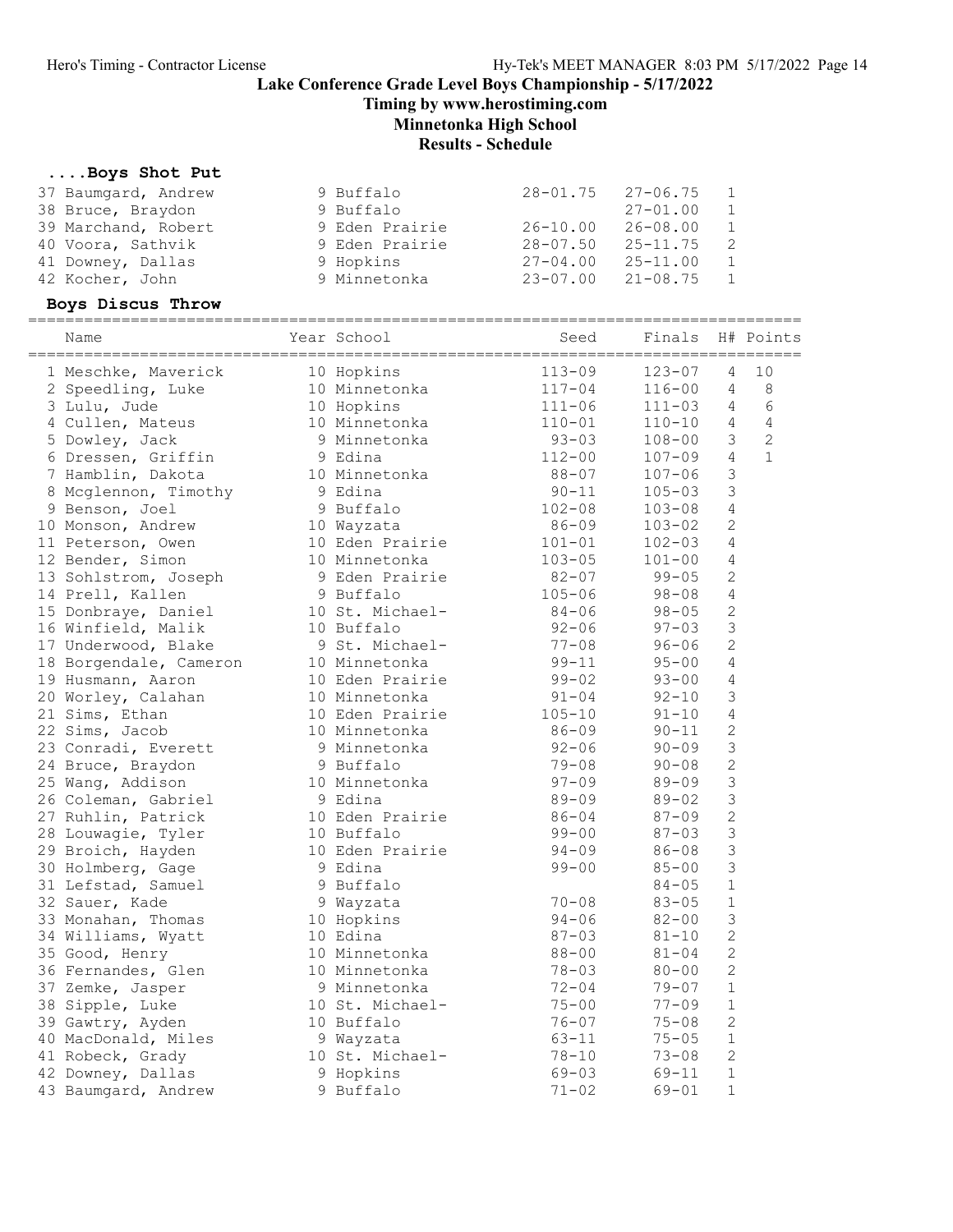# Lake Conference Grade Level Boys Championship - 5/17/2022

## Timing by www.herostiming.com

## Minnetonka High School

## Results - Schedule

### ....Boys Shot Put

| Name | Year | School | Seed | Finals | H# | Points |
|---|---|---|---|---|---|---|
| 37 Baumgard, Andrew | 9 | Buffalo | 28-01.75 | 27-06.75 | 1 | |
| 38 Bruce, Braydon | 9 | Buffalo | | 27-01.00 | 1 | |
| 39 Marchand, Robert | 9 | Eden Prairie | 26-10.00 | 26-08.00 | 1 | |
| 40 Voora, Sathvik | 9 | Eden Prairie | 28-07.50 | 25-11.75 | 2 | |
| 41 Downey, Dallas | 9 | Hopkins | 27-04.00 | 25-11.00 | 1 | |
| 42 Kocher, John | 9 | Minnetonka | 23-07.00 | 21-08.75 | 1 | |

### Boys Discus Throw

| Name | Year | School | Seed | Finals | H# | Points |
|---|---|---|---|---|---|---|
| 1 Meschke, Maverick | 10 | Hopkins | 113-09 | 123-07 | 4 | 10 |
| 2 Speedling, Luke | 10 | Minnetonka | 117-04 | 116-00 | 4 | 8 |
| 3 Lulu, Jude | 10 | Hopkins | 111-06 | 111-03 | 4 | 6 |
| 4 Cullen, Mateus | 10 | Minnetonka | 110-01 | 110-10 | 4 | 4 |
| 5 Dowley, Jack | 9 | Minnetonka | 93-03 | 108-00 | 3 | 2 |
| 6 Dressen, Griffin | 9 | Edina | 112-00 | 107-09 | 4 | 1 |
| 7 Hamblin, Dakota | 10 | Minnetonka | 88-07 | 107-06 | 3 | |
| 8 Mcglennon, Timothy | 9 | Edina | 90-11 | 105-03 | 3 | |
| 9 Benson, Joel | 9 | Buffalo | 102-08 | 103-08 | 4 | |
| 10 Monson, Andrew | 10 | Wayzata | 86-09 | 103-02 | 2 | |
| 11 Peterson, Owen | 10 | Eden Prairie | 101-01 | 102-03 | 4 | |
| 12 Bender, Simon | 10 | Minnetonka | 103-05 | 101-00 | 4 | |
| 13 Sohlstrom, Joseph | 9 | Eden Prairie | 82-07 | 99-05 | 2 | |
| 14 Prell, Kallen | 9 | Buffalo | 105-06 | 98-08 | 4 | |
| 15 Donbraye, Daniel | 10 | St. Michael- | 84-06 | 98-05 | 2 | |
| 16 Winfield, Malik | 10 | Buffalo | 92-06 | 97-03 | 3 | |
| 17 Underwood, Blake | 9 | St. Michael- | 77-08 | 96-06 | 2 | |
| 18 Borgendale, Cameron | 10 | Minnetonka | 99-11 | 95-00 | 4 | |
| 19 Husmann, Aaron | 10 | Eden Prairie | 99-02 | 93-00 | 4 | |
| 20 Worley, Calahan | 10 | Minnetonka | 91-04 | 92-10 | 3 | |
| 21 Sims, Ethan | 10 | Eden Prairie | 105-10 | 91-10 | 4 | |
| 22 Sims, Jacob | 10 | Minnetonka | 86-09 | 90-11 | 2 | |
| 23 Conradi, Everett | 9 | Minnetonka | 92-06 | 90-09 | 3 | |
| 24 Bruce, Braydon | 9 | Buffalo | 79-08 | 90-08 | 2 | |
| 25 Wang, Addison | 10 | Minnetonka | 97-09 | 89-09 | 3 | |
| 26 Coleman, Gabriel | 9 | Edina | 89-09 | 89-02 | 3 | |
| 27 Ruhlin, Patrick | 10 | Eden Prairie | 86-04 | 87-09 | 2 | |
| 28 Louwagie, Tyler | 10 | Buffalo | 99-00 | 87-03 | 3 | |
| 29 Broich, Hayden | 10 | Eden Prairie | 94-09 | 86-08 | 3 | |
| 30 Holmberg, Gage | 9 | Edina | 99-00 | 85-00 | 3 | |
| 31 Lefstad, Samuel | 9 | Buffalo | | 84-05 | 1 | |
| 32 Sauer, Kade | 9 | Wayzata | 70-08 | 83-05 | 1 | |
| 33 Monahan, Thomas | 10 | Hopkins | 94-06 | 82-00 | 3 | |
| 34 Williams, Wyatt | 10 | Edina | 87-03 | 81-10 | 2 | |
| 35 Good, Henry | 10 | Minnetonka | 88-00 | 81-04 | 2 | |
| 36 Fernandes, Glen | 10 | Minnetonka | 78-03 | 80-00 | 2 | |
| 37 Zemke, Jasper | 9 | Minnetonka | 72-04 | 79-07 | 1 | |
| 38 Sipple, Luke | 10 | St. Michael- | 75-00 | 77-09 | 1 | |
| 39 Gawtry, Ayden | 10 | Buffalo | 76-07 | 75-08 | 2 | |
| 40 MacDonald, Miles | 9 | Wayzata | 63-11 | 75-05 | 1 | |
| 41 Robeck, Grady | 10 | St. Michael- | 78-10 | 73-08 | 2 | |
| 42 Downey, Dallas | 9 | Hopkins | 69-03 | 69-11 | 1 | |
| 43 Baumgard, Andrew | 9 | Buffalo | 71-02 | 69-01 | 1 | |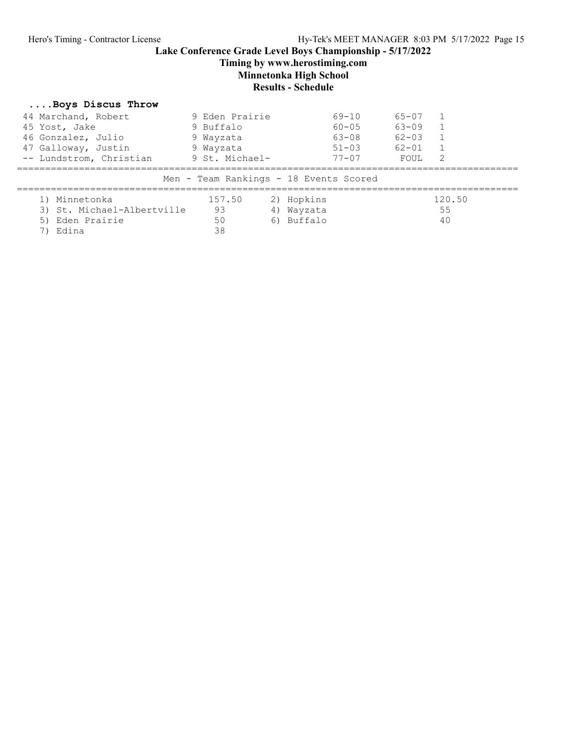### ....Boys Discus Throw

| | | | | | |
|---|---|---|---|---|---|
| 44 | Marchand, Robert | 9 Eden Prairie | 69-10 | 65-07 | 1 |
| 45 | Yost, Jake | 9 Buffalo | 60-05 | 63-09 | 1 |
| 46 | Gonzalez, Julio | 9 Wayzata | 63-08 | 62-03 | 1 |
| 47 | Galloway, Justin | 9 Wayzata | 51-03 | 62-01 | 1 |
| -- | Lundstrom, Christian | 9 St. Michael- | 77-07 | FOUL | 2 |

### Men - Team Rankings - 18 Events Scored

| | | | |
|---|---|---|---|
| 1) Minnetonka | 157.50 | 2) Hopkins | 120.50 |
| 3) St. Michael-Albertville | 93 | 4) Wayzata | 55 |
| 5) Eden Prairie | 50 | 6) Buffalo | 40 |
| 7) Edina | 38 | | |